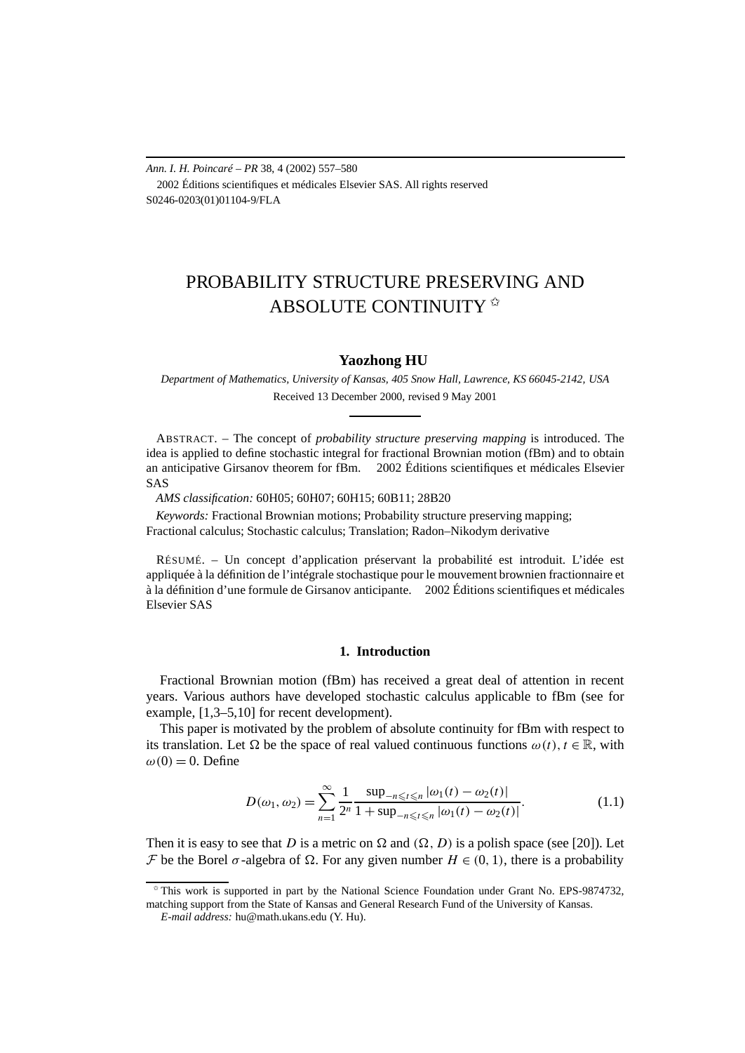*Ann. I. H. Poincaré – PR* 38, 4 (2002) 557–580

2002 Éditions scientifiques et médicales Elsevier SAS. All rights reserved

S0246-0203(01)01104-9/FLA

# PROBABILITY STRUCTURE PRESERVING AND ABSOLUTE CONTINUITY ✩

**Yaozhong HU**

*Department of Mathematics, University of Kansas, 405 Snow Hall, Lawrence, KS 66045-2142, USA*

Received 13 December 2000, revised 9 May 2001

ABSTRACT. – The concept of *probability structure preserving mapping* is introduced. The idea is applied to define stochastic integral for fractional Brownian motion (fBm) and to obtain an anticipative Girsanov theorem for fBm. 2002 Éditions scientifiques et médicales Elsevier SAS

*AMS classification:* 60H05; 60H07; 60H15; 60B11; 28B20

*Keywords:* Fractional Brownian motions; Probability structure preserving mapping; Fractional calculus; Stochastic calculus; Translation; Radon–Nikodym derivative

RÉSUMÉ. – Un concept d'application préservant la probabilité est introduit. L'idée est appliquée à la définition de l'intégrale stochastique pour le mouvement brownien fractionnaire et à la définition d'une formule de Girsanov anticipante. 2002 Éditions scientifiques et médicales Elsevier SAS

## 1. Introduction

Fractional Brownian motion (fBm) has received a great deal of attention in recent years. Various authors have developed stochastic calculus applicable to fBm (see for example, [1,3–5,10] for recent development).

This paper is motivated by the problem of absolute continuity for fBm with respect to its translation. Let $\Omega$ be the space of real valued continuous functions $\omega(t)$, $t \in \mathbb{R}$, with $\omega(0) = 0$. Define

$$D(\omega_1, \omega_2) = \sum_{n=1}^{\infty} \frac{1}{2^n} \frac{\sup_{-n \leqslant t \leqslant n} |\omega_1(t) - \omega_2(t)|}{1 + \sup_{-n \leqslant t \leqslant n} |\omega_1(t) - \omega_2(t)|}. \tag{1.1}$$

Then it is easy to see that $D$ is a metric on $\Omega$ and $(\Omega, D)$ is a polish space (see [20]). Let $\mathcal{F}$ be the Borel $\sigma$-algebra of $\Omega$. For any given number $H \in (0, 1)$, there is a probability

---

✩ This work is supported in part by the National Science Foundation under Grant No. EPS-9874732, matching support from the State of Kansas and General Research Fund of the University of Kansas.

*E-mail address:* hu@math.ukans.edu (Y. Hu).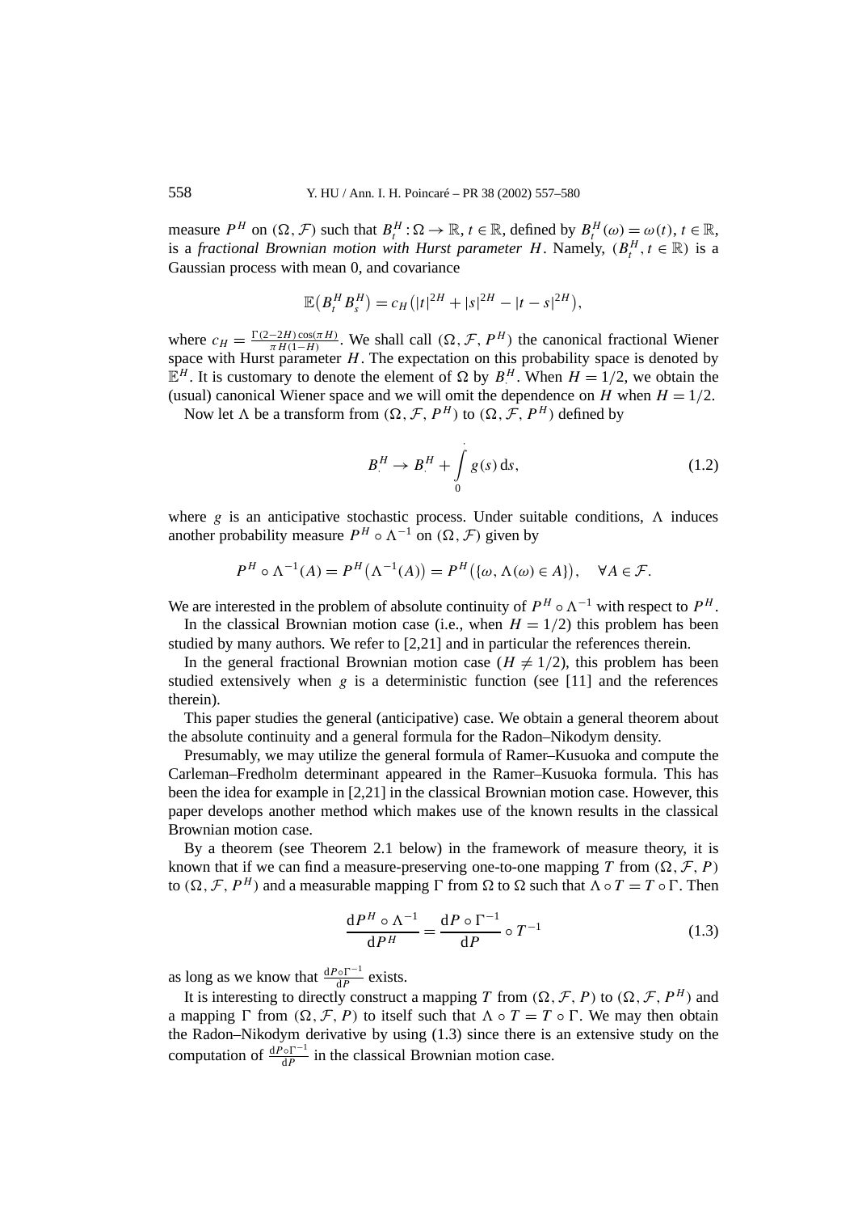measure $P^H$ on $(\Omega, \mathcal{F})$ such that $B_t^H : \Omega \to \mathbb{R}$, $t \in \mathbb{R}$, defined by $B_t^H(\omega) = \omega(t)$, $t \in \mathbb{R}$, is a *fractional Brownian motion with Hurst parameter* $H$. Namely, $(B_t^H, t \in \mathbb{R})$ is a Gaussian process with mean 0, and covariance

$$\mathbb{E}\big(B_t^H B_s^H\big) = c_H\big(|t|^{2H} + |s|^{2H} - |t-s|^{2H}\big),$$

where $c_H = \frac{\Gamma(2-2H)\cos(\pi H)}{\pi H(1-H)}$. We shall call $(\Omega, \mathcal{F}, P^H)$ the canonical fractional Wiener space with Hurst parameter $H$. The expectation on this probability space is denoted by $\mathbb{E}^H$. It is customary to denote the element of $\Omega$ by $B_\cdot^H$. When $H = 1/2$, we obtain the (usual) canonical Wiener space and we will omit the dependence on $H$ when $H = 1/2$.

Now let $\Lambda$ be a transform from $(\Omega, \mathcal{F}, P^H)$ to $(\Omega, \mathcal{F}, P^H)$ defined by

$$B_\cdot^H \to B_\cdot^H + \int_0^\cdot g(s)\,\mathrm{d}s, \tag{1.2}$$

where $g$ is an anticipative stochastic process. Under suitable conditions, $\Lambda$ induces another probability measure $P^H \circ \Lambda^{-1}$ on $(\Omega, \mathcal{F})$ given by

$$P^H \circ \Lambda^{-1}(A) = P^H\big(\Lambda^{-1}(A)\big) = P^H\big(\{\omega, \Lambda(\omega) \in A\}\big), \quad \forall A \in \mathcal{F}.$$

We are interested in the problem of absolute continuity of $P^H \circ \Lambda^{-1}$ with respect to $P^H$.

In the classical Brownian motion case (i.e., when $H = 1/2$) this problem has been studied by many authors. We refer to [2,21] and in particular the references therein.

In the general fractional Brownian motion case ($H \neq 1/2$), this problem has been studied extensively when $g$ is a deterministic function (see [11] and the references therein).

This paper studies the general (anticipative) case. We obtain a general theorem about the absolute continuity and a general formula for the Radon–Nikodym density.

Presumably, we may utilize the general formula of Ramer–Kusuoka and compute the Carleman–Fredholm determinant appeared in the Ramer–Kusuoka formula. This has been the idea for example in [2,21] in the classical Brownian motion case. However, this paper develops another method which makes use of the known results in the classical Brownian motion case.

By a theorem (see Theorem 2.1 below) in the framework of measure theory, it is known that if we can find a measure-preserving one-to-one mapping $T$ from $(\Omega, \mathcal{F}, P)$ to $(\Omega, \mathcal{F}, P^H)$ and a measurable mapping $\Gamma$ from $\Omega$ to $\Omega$ such that $\Lambda \circ T = T \circ \Gamma$. Then

$$\frac{\mathrm{d}P^H \circ \Lambda^{-1}}{\mathrm{d}P^H} = \frac{\mathrm{d}P \circ \Gamma^{-1}}{\mathrm{d}P} \circ T^{-1} \tag{1.3}$$

as long as we know that $\frac{\mathrm{d}P \circ \Gamma^{-1}}{\mathrm{d}P}$ exists.

It is interesting to directly construct a mapping $T$ from $(\Omega, \mathcal{F}, P)$ to $(\Omega, \mathcal{F}, P^H)$ and a mapping $\Gamma$ from $(\Omega, \mathcal{F}, P)$ to itself such that $\Lambda \circ T = T \circ \Gamma$. We may then obtain the Radon–Nikodym derivative by using (1.3) since there is an extensive study on the computation of $\frac{\mathrm{d}P \circ \Gamma^{-1}}{\mathrm{d}P}$ in the classical Brownian motion case.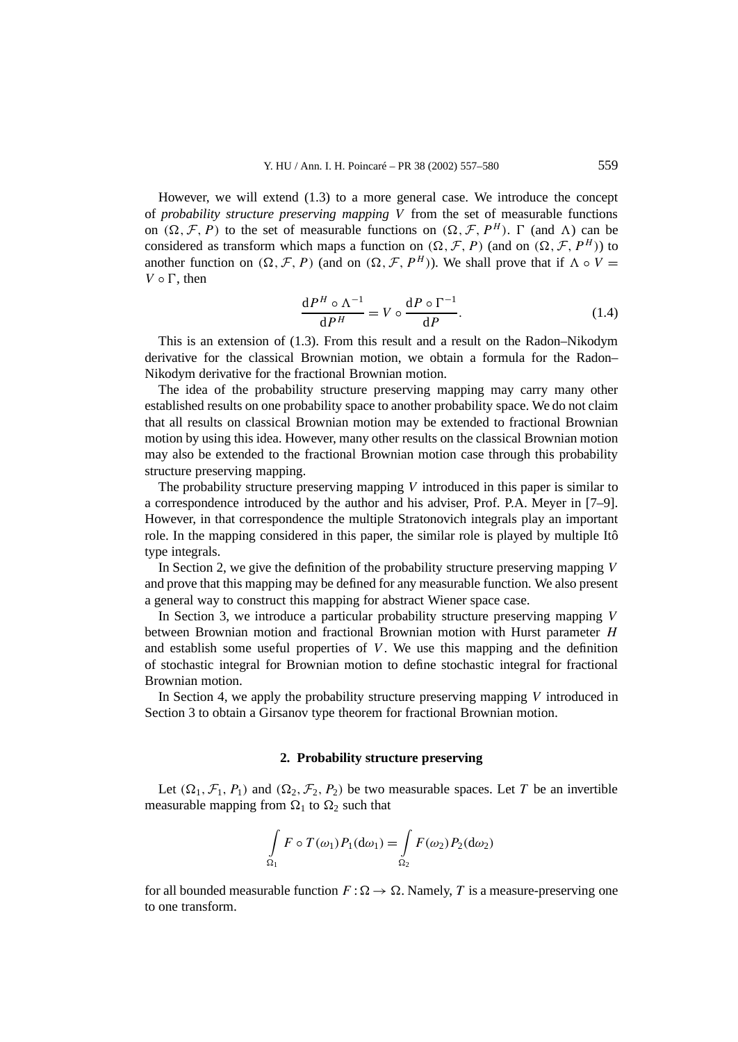However, we will extend (1.3) to a more general case. We introduce the concept of *probability structure preserving mapping* $V$ from the set of measurable functions on $(\Omega, \mathcal{F}, P)$ to the set of measurable functions on $(\Omega, \mathcal{F}, P^H)$. $\Gamma$ (and $\Lambda$) can be considered as transform which maps a function on $(\Omega, \mathcal{F}, P)$ (and on $(\Omega, \mathcal{F}, P^H)$) to another function on $(\Omega, \mathcal{F}, P)$ (and on $(\Omega, \mathcal{F}, P^H)$). We shall prove that if $\Lambda \circ V = V \circ \Gamma$, then

$$\frac{\mathrm{d}P^H \circ \Lambda^{-1}}{\mathrm{d}P^H} = V \circ \frac{\mathrm{d}P \circ \Gamma^{-1}}{\mathrm{d}P}. \tag{1.4}$$

This is an extension of (1.3). From this result and a result on the Radon–Nikodym derivative for the classical Brownian motion, we obtain a formula for the Radon–Nikodym derivative for the fractional Brownian motion.

The idea of the probability structure preserving mapping may carry many other established results on one probability space to another probability space. We do not claim that all results on classical Brownian motion may be extended to fractional Brownian motion by using this idea. However, many other results on the classical Brownian motion may also be extended to the fractional Brownian motion case through this probability structure preserving mapping.

The probability structure preserving mapping $V$ introduced in this paper is similar to a correspondence introduced by the author and his adviser, Prof. P.A. Meyer in [7–9]. However, in that correspondence the multiple Stratonovich integrals play an important role. In the mapping considered in this paper, the similar role is played by multiple Itô type integrals.

In Section 2, we give the definition of the probability structure preserving mapping $V$ and prove that this mapping may be defined for any measurable function. We also present a general way to construct this mapping for abstract Wiener space case.

In Section 3, we introduce a particular probability structure preserving mapping $V$ between Brownian motion and fractional Brownian motion with Hurst parameter $H$ and establish some useful properties of $V$. We use this mapping and the definition of stochastic integral for Brownian motion to define stochastic integral for fractional Brownian motion.

In Section 4, we apply the probability structure preserving mapping $V$ introduced in Section 3 to obtain a Girsanov type theorem for fractional Brownian motion.

## 2. Probability structure preserving

Let $(\Omega_1, \mathcal{F}_1, P_1)$ and $(\Omega_2, \mathcal{F}_2, P_2)$ be two measurable spaces. Let $T$ be an invertible measurable mapping from $\Omega_1$ to $\Omega_2$ such that

$$\int_{\Omega_1} F \circ T(\omega_1) P_1(\mathrm{d}\omega_1) = \int_{\Omega_2} F(\omega_2) P_2(\mathrm{d}\omega_2)$$

for all bounded measurable function $F : \Omega \to \Omega$. Namely, $T$ is a measure-preserving one to one transform.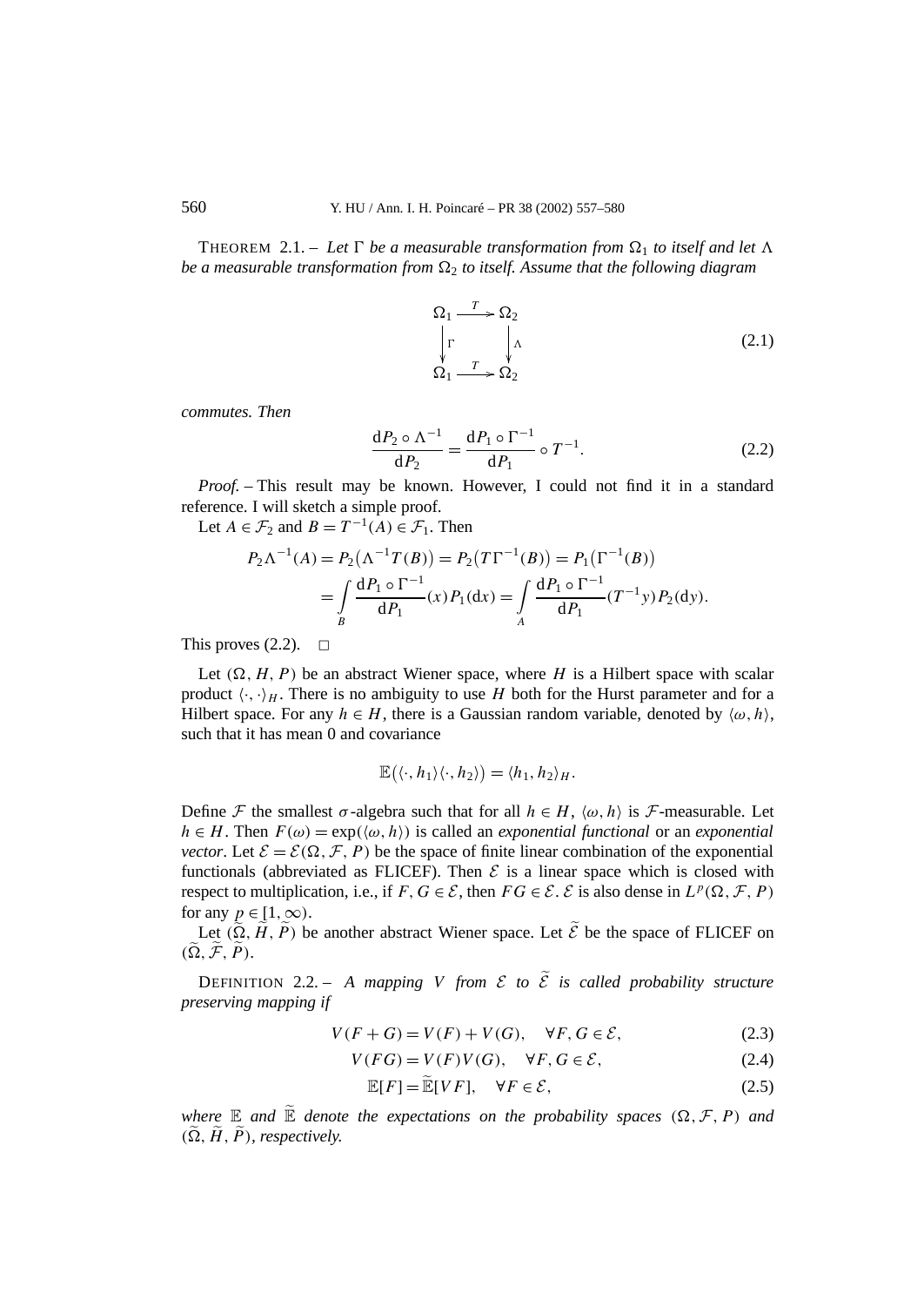THEOREM 2.1. – *Let $\Gamma$ be a measurable transformation from $\Omega_1$ to itself and let $\Lambda$ be a measurable transformation from $\Omega_2$ to itself. Assume that the following diagram*

$$
\begin{array}{ccc}
\Omega_1 & \xrightarrow{T} & \Omega_2 \\
\big\downarrow \Gamma & & \big\downarrow \Lambda \\
\Omega_1 & \xrightarrow{T} & \Omega_2
\end{array}
\tag{2.1}
$$

*commutes. Then*

$$
\frac{\mathrm{d}P_2 \circ \Lambda^{-1}}{\mathrm{d}P_2} = \frac{\mathrm{d}P_1 \circ \Gamma^{-1}}{\mathrm{d}P_1} \circ T^{-1}. \tag{2.2}
$$

*Proof.* – This result may be known. However, I could not find it in a standard reference. I will sketch a simple proof.

Let $A \in \mathcal{F}_2$ and $B = T^{-1}(A) \in \mathcal{F}_1$. Then

$$
\begin{aligned}
P_2 \Lambda^{-1}(A) &= P_2\big(\Lambda^{-1} T(B)\big) = P_2\big(T \Gamma^{-1}(B)\big) = P_1\big(\Gamma^{-1}(B)\big) \\
&= \int_B \frac{\mathrm{d}P_1 \circ \Gamma^{-1}}{\mathrm{d}P_1}(x) P_1(\mathrm{d}x) = \int_A \frac{\mathrm{d}P_1 \circ \Gamma^{-1}}{\mathrm{d}P_1}(T^{-1} y) P_2(\mathrm{d}y).
\end{aligned}
$$

This proves (2.2). $\square$

Let $(\Omega, H, P)$ be an abstract Wiener space, where $H$ is a Hilbert space with scalar product $\langle \cdot, \cdot \rangle_H$. There is no ambiguity to use $H$ both for the Hurst parameter and for a Hilbert space. For any $h \in H$, there is a Gaussian random variable, denoted by $\langle \omega, h \rangle$, such that it has mean 0 and covariance

$$
\mathbb{E}\big(\langle \cdot, h_1 \rangle \langle \cdot, h_2 \rangle\big) = \langle h_1, h_2 \rangle_H.
$$

Define $\mathcal{F}$ the smallest $\sigma$-algebra such that for all $h \in H$, $\langle \omega, h \rangle$ is $\mathcal{F}$-measurable. Let $h \in H$. Then $F(\omega) = \exp(\langle \omega, h \rangle)$ is called an *exponential functional* or an *exponential vector*. Let $\mathcal{E} = \mathcal{E}(\Omega, \mathcal{F}, P)$ be the space of finite linear combination of the exponential functionals (abbreviated as FLICEF). Then $\mathcal{E}$ is a linear space which is closed with respect to multiplication, i.e., if $F, G \in \mathcal{E}$, then $FG \in \mathcal{E}$. $\mathcal{E}$ is also dense in $L^p(\Omega, \mathcal{F}, P)$ for any $p \in [1, \infty)$.

Let $(\widetilde{\Omega}, \widetilde{H}, \widetilde{P})$ be another abstract Wiener space. Let $\widetilde{\mathcal{E}}$ be the space of FLICEF on $(\widetilde{\Omega}, \widetilde{\mathcal{F}}, \widetilde{P})$.

DEFINITION 2.2. – *A mapping $V$ from $\mathcal{E}$ to $\widetilde{\mathcal{E}}$ is called probability structure preserving mapping if*

$$
V(F + G) = V(F) + V(G), \quad \forall F, G \in \mathcal{E}, \tag{2.3}
$$

$$
V(FG) = V(F)V(G), \quad \forall F, G \in \mathcal{E}, \tag{2.4}
$$

$$
\mathbb{E}[F] = \widetilde{\mathbb{E}}[VF], \quad \forall F \in \mathcal{E}, \tag{2.5}
$$

*where $\mathbb{E}$ and $\widetilde{\mathbb{E}}$ denote the expectations on the probability spaces $(\Omega, \mathcal{F}, P)$ and $(\widetilde{\Omega}, \widetilde{H}, \widetilde{P})$, respectively.*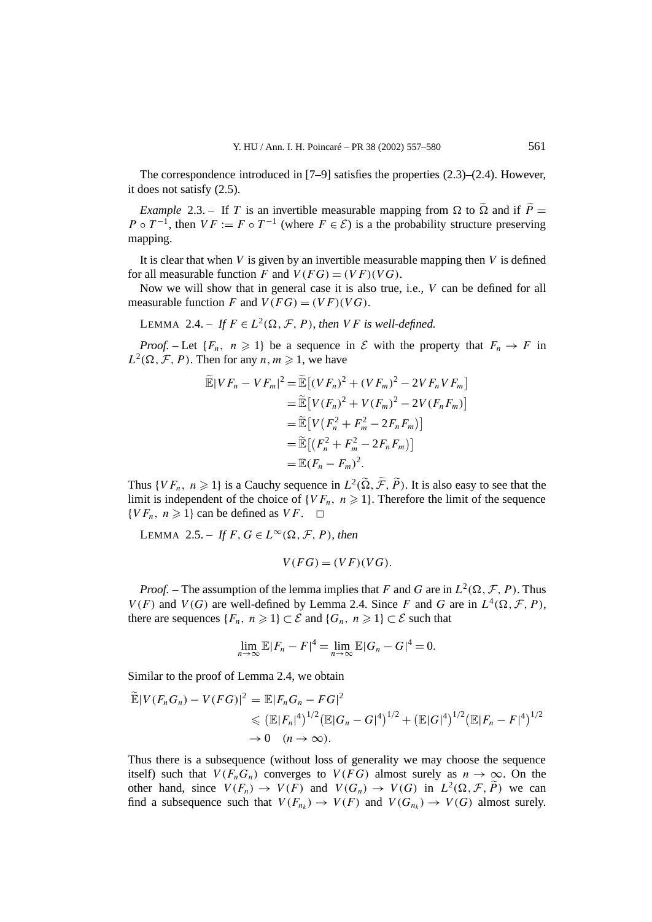The correspondence introduced in [7–9] satisfies the properties (2.3)–(2.4). However, it does not satisfy (2.5).

*Example* 2.3. – If $T$ is an invertible measurable mapping from $\Omega$ to $\widetilde{\Omega}$ and if $\widetilde{P} = P \circ T^{-1}$, then $VF := F \circ T^{-1}$ (where $F \in \mathcal{E}$) is a the probability structure preserving mapping.

It is clear that when $V$ is given by an invertible measurable mapping then $V$ is defined for all measurable function $F$ and $V(FG) = (VF)(VG)$.

Now we will show that in general case it is also true, i.e., $V$ can be defined for all measurable function $F$ and $V(FG) = (VF)(VG)$.

LEMMA 2.4. – *If $F \in L^2(\Omega, \mathcal{F}, P)$, then $VF$ is well-defined.*

*Proof.* – Let $\{F_n,\ n \geqslant 1\}$ be a sequence in $\mathcal{E}$ with the property that $F_n \to F$ in $L^2(\Omega, \mathcal{F}, P)$. Then for any $n, m \geqslant 1$, we have

$$
\begin{aligned}
\widetilde{\mathbb{E}}|VF_n - VF_m|^2 &= \widetilde{\mathbb{E}}\big[(VF_n)^2 + (VF_m)^2 - 2VF_n VF_m\big] \\
&= \widetilde{\mathbb{E}}\big[V(F_n)^2 + V(F_m)^2 - 2V(F_n F_m)\big] \\
&= \widetilde{\mathbb{E}}\big[V\big(F_n^2 + F_m^2 - 2F_n F_m\big)\big] \\
&= \widetilde{\mathbb{E}}\big[\big(F_n^2 + F_m^2 - 2F_n F_m\big)\big] \\
&= \mathbb{E}(F_n - F_m)^2.
\end{aligned}
$$

Thus $\{VF_n,\ n \geqslant 1\}$ is a Cauchy sequence in $L^2(\widetilde{\Omega}, \widetilde{\mathcal{F}}, \widetilde{P})$. It is also easy to see that the limit is independent of the choice of $\{VF_n,\ n \geqslant 1\}$. Therefore the limit of the sequence $\{VF_n,\ n \geqslant 1\}$ can be defined as $VF$. $\square$

LEMMA 2.5. – *If $F, G \in L^\infty(\Omega, \mathcal{F}, P)$, then*

$$
V(FG) = (VF)(VG).
$$

*Proof.* – The assumption of the lemma implies that $F$ and $G$ are in $L^2(\Omega, \mathcal{F}, P)$. Thus $V(F)$ and $V(G)$ are well-defined by Lemma 2.4. Since $F$ and $G$ are in $L^4(\Omega, \mathcal{F}, P)$, there are sequences $\{F_n,\ n \geqslant 1\} \subset \mathcal{E}$ and $\{G_n,\ n \geqslant 1\} \subset \mathcal{E}$ such that

$$
\lim_{n\to\infty} \mathbb{E}|F_n - F|^4 = \lim_{n\to\infty} \mathbb{E}|G_n - G|^4 = 0.
$$

Similar to the proof of Lemma 2.4, we obtain

$$
\begin{aligned}
\widetilde{\mathbb{E}}|V(F_n G_n) - V(FG)|^2 &= \mathbb{E}|F_n G_n - FG|^2 \\
&\leqslant \big(\mathbb{E}|F_n|^4\big)^{1/2}\big(\mathbb{E}|G_n - G|^4\big)^{1/2} + \big(\mathbb{E}|G|^4\big)^{1/2}\big(\mathbb{E}|F_n - F|^4\big)^{1/2} \\
&\to 0 \quad (n \to \infty).
\end{aligned}
$$

Thus there is a subsequence (without loss of generality we may choose the sequence itself) such that $V(F_n G_n)$ converges to $V(FG)$ almost surely as $n \to \infty$. On the other hand, since $V(F_n) \to V(F)$ and $V(G_n) \to V(G)$ in $L^2(\Omega, \mathcal{F}, \widetilde{P})$ we can find a subsequence such that $V(F_{n_k}) \to V(F)$ and $V(G_{n_k}) \to V(G)$ almost surely.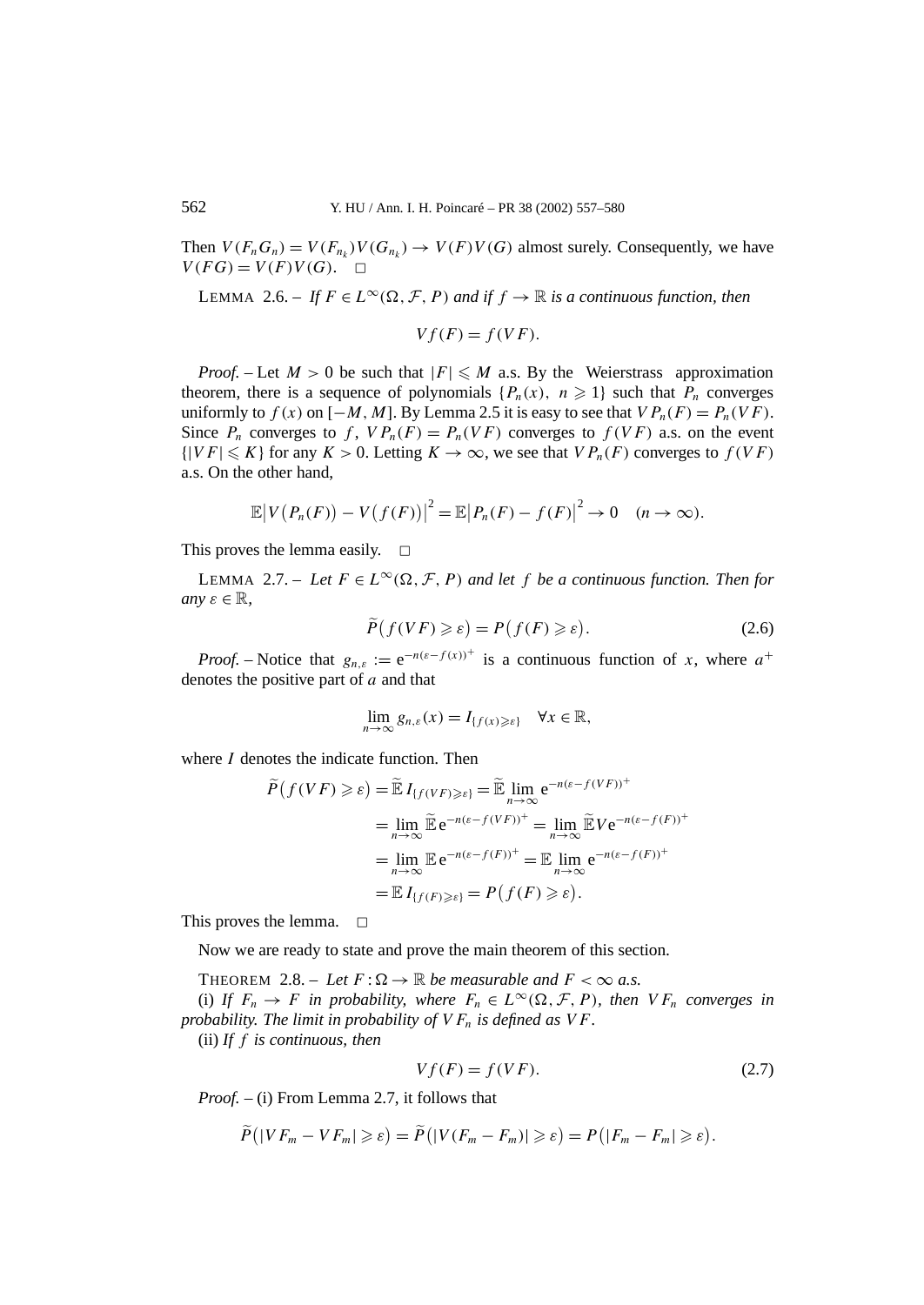Then $V(F_n G_n) = V(F_{n_k})V(G_{n_k}) \to V(F)V(G)$ almost surely. Consequently, we have $V(FG) = V(F)V(G)$. □

LEMMA 2.6. – *If $F \in L^\infty(\Omega, \mathcal{F}, P)$ and if $f \to \mathbb{R}$ is a continuous function, then*

$$Vf(F) = f(VF).$$

*Proof.* – Let $M > 0$ be such that $|F| \leqslant M$ a.s. By the Weierstrass approximation theorem, there is a sequence of polynomials $\{P_n(x),\ n \geqslant 1\}$ such that $P_n$ converges uniformly to $f(x)$ on $[-M, M]$. By Lemma 2.5 it is easy to see that $VP_n(F) = P_n(VF)$. Since $P_n$ converges to $f$, $VP_n(F) = P_n(VF)$ converges to $f(VF)$ a.s. on the event $\{|VF| \leqslant K\}$ for any $K > 0$. Letting $K \to \infty$, we see that $VP_n(F)$ converges to $f(VF)$ a.s. On the other hand,

$$\mathbb{E}\big|V\big(P_n(F)\big) - V\big(f(F)\big)\big|^2 = \mathbb{E}\big|P_n(F) - f(F)\big|^2 \to 0 \quad (n \to \infty).$$

This proves the lemma easily. □

LEMMA 2.7. – *Let $F \in L^\infty(\Omega, \mathcal{F}, P)$ and let $f$ be a continuous function. Then for any $\varepsilon \in \mathbb{R}$,*

$$\widetilde{P}\big(f(VF) \geqslant \varepsilon\big) = P\big(f(F) \geqslant \varepsilon\big). \tag{2.6}$$

*Proof.* – Notice that $g_{n,\varepsilon} := \mathrm{e}^{-n(\varepsilon - f(x))^+}$ is a continuous function of $x$, where $a^+$ denotes the positive part of $a$ and that

$$\lim_{n\to\infty} g_{n,\varepsilon}(x) = I_{\{f(x)\geqslant\varepsilon\}} \quad \forall x \in \mathbb{R},$$

where $I$ denotes the indicate function. Then

$$\begin{aligned}
\widetilde{P}\big(f(VF) \geqslant \varepsilon\big) &= \widetilde{\mathbb{E}}\, I_{\{f(VF)\geqslant\varepsilon\}} = \widetilde{\mathbb{E}} \lim_{n\to\infty} \mathrm{e}^{-n(\varepsilon - f(VF))^+} \\
&= \lim_{n\to\infty} \widetilde{\mathbb{E}}\, \mathrm{e}^{-n(\varepsilon - f(VF))^+} = \lim_{n\to\infty} \widetilde{\mathbb{E}} V \mathrm{e}^{-n(\varepsilon - f(F))^+} \\
&= \lim_{n\to\infty} \mathbb{E}\, \mathrm{e}^{-n(\varepsilon - f(F))^+} = \mathbb{E} \lim_{n\to\infty} \mathrm{e}^{-n(\varepsilon - f(F))^+} \\
&= \mathbb{E}\, I_{\{f(F)\geqslant\varepsilon\}} = P\big(f(F) \geqslant \varepsilon\big).
\end{aligned}$$

This proves the lemma. □

Now we are ready to state and prove the main theorem of this section.

THEOREM 2.8. – *Let $F : \Omega \to \mathbb{R}$ be measurable and $F < \infty$ a.s.*

(i) *If $F_n \to F$ in probability, where $F_n \in L^\infty(\Omega, \mathcal{F}, P)$, then $VF_n$ converges in probability. The limit in probability of $VF_n$ is defined as $VF$.*

(ii) *If $f$ is continuous, then*

$$Vf(F) = f(VF). \tag{2.7}$$

*Proof.* – (i) From Lemma 2.7, it follows that

$$\widetilde{P}\big(|VF_m - VF_m| \geqslant \varepsilon\big) = \widetilde{P}\big(|V(F_m - F_m)| \geqslant \varepsilon\big) = P\big(|F_m - F_m| \geqslant \varepsilon\big).$$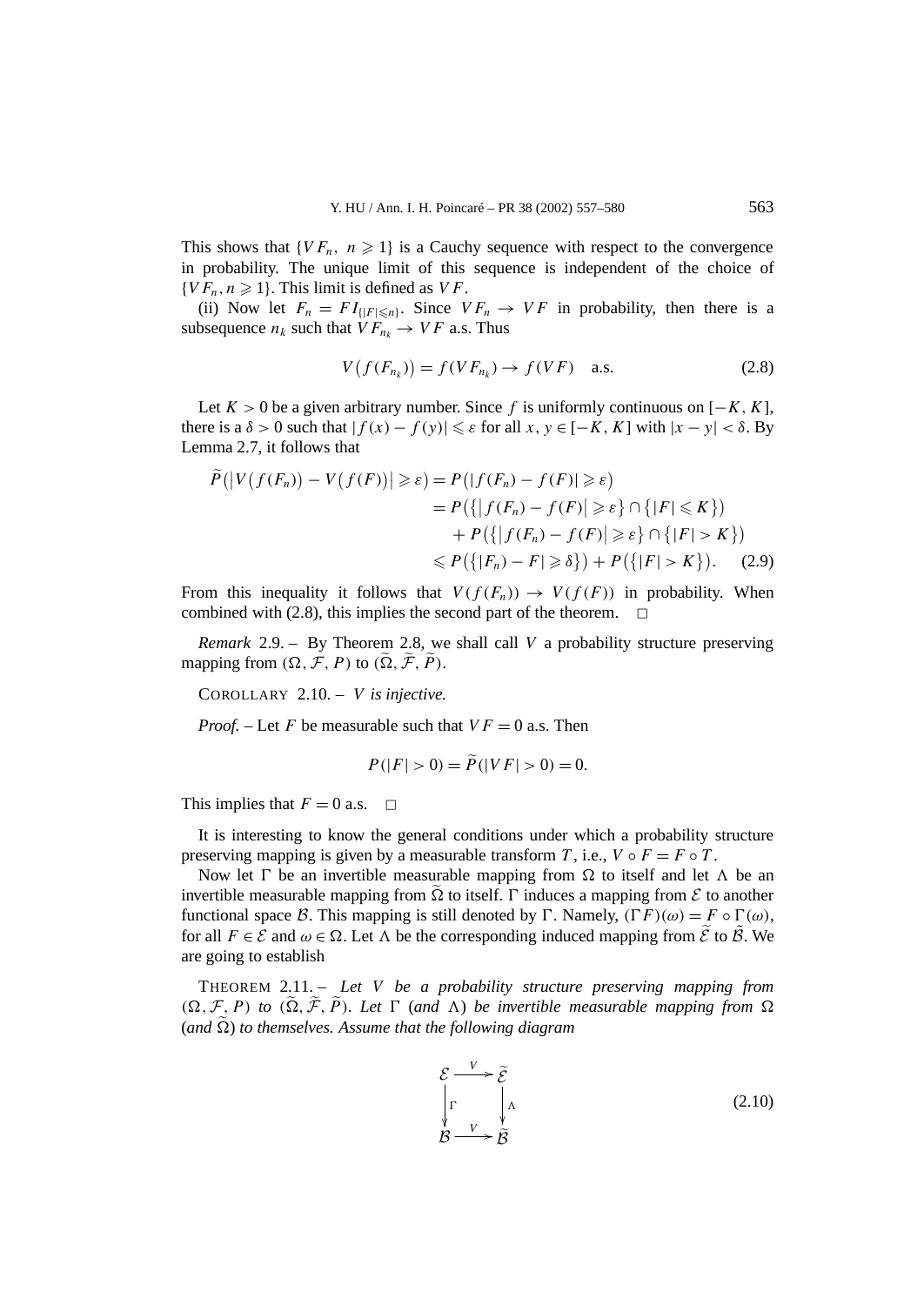This shows that $\{VF_n,\ n \geqslant 1\}$ is a Cauchy sequence with respect to the convergence in probability. The unique limit of this sequence is independent of the choice of $\{VF_n, n \geqslant 1\}$. This limit is defined as $VF$.

(ii) Now let $F_n = F I_{\{|F| \leqslant n\}}$. Since $VF_n \to VF$ in probability, then there is a subsequence $n_k$ such that $VF_{n_k} \to VF$ a.s. Thus

$$V\big(f(F_{n_k})\big) = f(VF_{n_k}) \to f(VF) \quad \text{a.s.} \tag{2.8}$$

Let $K > 0$ be a given arbitrary number. Since $f$ is uniformly continuous on $[-K, K]$, there is a $\delta > 0$ such that $|f(x) - f(y)| \leqslant \varepsilon$ for all $x, y \in [-K, K]$ with $|x - y| < \delta$. By Lemma 2.7, it follows that

$$\begin{aligned}
\widetilde{P}\big(\big|V\big(f(F_n)\big) - V\big(f(F)\big)\big| \geqslant \varepsilon\big) &= P\big(|f(F_n) - f(F)| \geqslant \varepsilon\big) \\
&= P\big(\big\{\big|f(F_n) - f(F)\big| \geqslant \varepsilon\big\} \cap \big\{|F| \leqslant K\big\}\big) \\
&\quad + P\big(\big\{\big|f(F_n) - f(F)\big| \geqslant \varepsilon\big\} \cap \big\{|F| > K\big\}\big) \\
&\leqslant P\big(\big\{|F_n) - F| \geqslant \delta\big\}\big) + P\big(\big\{|F| > K\big\}\big).
\end{aligned} \tag{2.9}$$

From this inequality it follows that $V(f(F_n)) \to V(f(F))$ in probability. When combined with (2.8), this implies the second part of the theorem. $\square$

*Remark* 2.9. – By Theorem 2.8, we shall call $V$ a probability structure preserving mapping from $(\Omega, \mathcal{F}, P)$ to $(\widetilde{\Omega}, \widetilde{\mathcal{F}}, \widetilde{P})$.

COROLLARY 2.10. – *$V$ is injective.*

*Proof.* – Let $F$ be measurable such that $VF = 0$ a.s. Then

$$P(|F| > 0) = \widetilde{P}(|VF| > 0) = 0.$$

This implies that $F = 0$ a.s. $\square$

It is interesting to know the general conditions under which a probability structure preserving mapping is given by a measurable transform $T$, i.e., $V \circ F = F \circ T$.

Now let $\Gamma$ be an invertible measurable mapping from $\Omega$ to itself and let $\Lambda$ be an invertible measurable mapping from $\widetilde{\Omega}$ to itself. $\Gamma$ induces a mapping from $\mathcal{E}$ to another functional space $\mathcal{B}$. This mapping is still denoted by $\Gamma$. Namely, $(\Gamma F)(\omega) = F \circ \Gamma(\omega)$, for all $F \in \mathcal{E}$ and $\omega \in \Omega$. Let $\Lambda$ be the corresponding induced mapping from $\widetilde{\mathcal{E}}$ to $\tilde{\mathcal{B}}$. We are going to establish

THEOREM 2.11. – *Let $V$ be a probability structure preserving mapping from $(\Omega, \mathcal{F}, P)$ to $(\widetilde{\Omega}, \widetilde{\mathcal{F}}, \widetilde{P})$. Let $\Gamma$ (and $\Lambda$) be invertible measurable mapping from $\Omega$ (and $\widetilde{\Omega}$) to themselves. Assume that the following diagram*

$$\begin{array}{ccc}
\mathcal{E} & \xrightarrow{V} & \widetilde{\mathcal{E}} \\
\big\downarrow{\scriptstyle\Gamma} & & \big\downarrow{\scriptstyle\Lambda} \\
\mathcal{B} & \xrightarrow{V} & \widetilde{\mathcal{B}}
\end{array} \tag{2.10}$$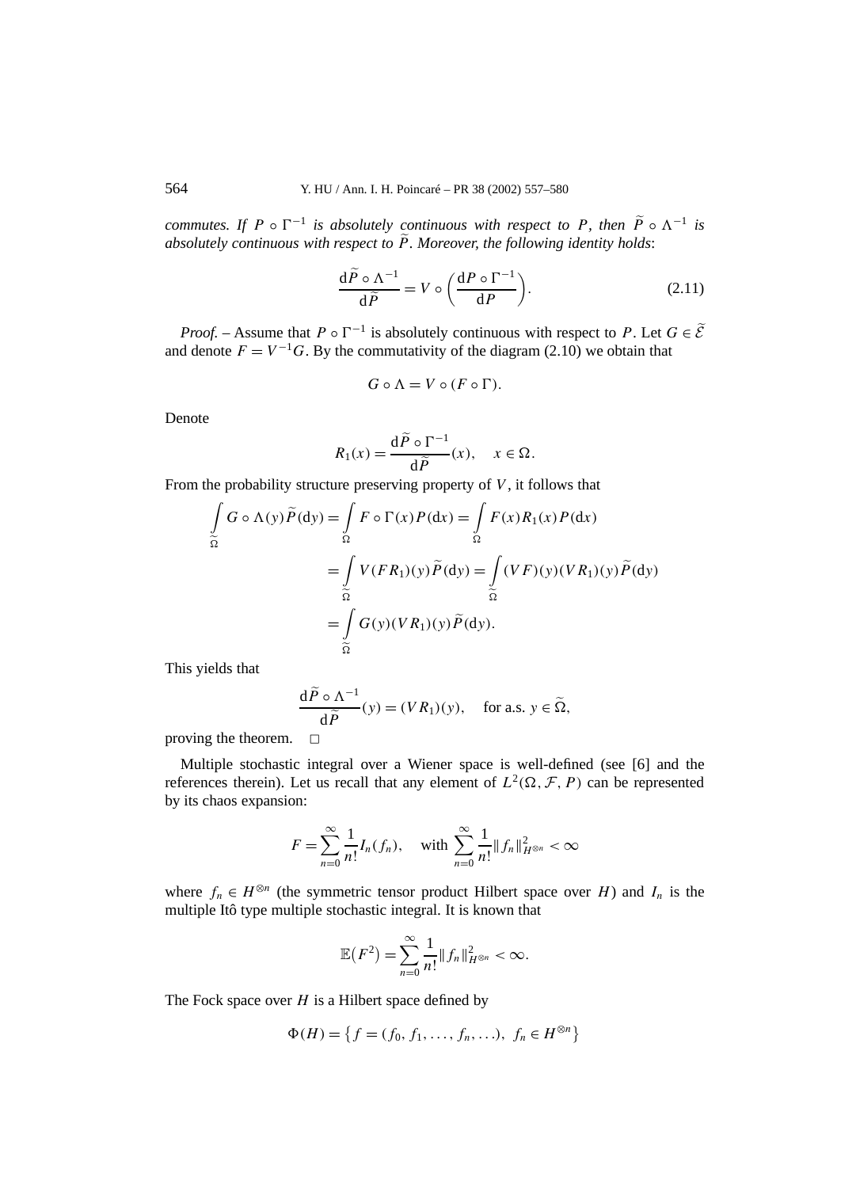*commutes. If $P \circ \Gamma^{-1}$ is absolutely continuous with respect to $P$, then $\widetilde{P} \circ \Lambda^{-1}$ is absolutely continuous with respect to $\widetilde{P}$. Moreover, the following identity holds*:

$$\frac{\mathrm{d}\widetilde{P} \circ \Lambda^{-1}}{\mathrm{d}\widetilde{P}} = V \circ \left(\frac{\mathrm{d}P \circ \Gamma^{-1}}{\mathrm{d}P}\right). \tag{2.11}$$

*Proof.* – Assume that $P \circ \Gamma^{-1}$ is absolutely continuous with respect to $P$. Let $G \in \widetilde{\mathcal{E}}$ and denote $F = V^{-1}G$. By the commutativity of the diagram (2.10) we obtain that

$$G \circ \Lambda = V \circ (F \circ \Gamma).$$

Denote

$$R_1(x) = \frac{\mathrm{d}\widetilde{P} \circ \Gamma^{-1}}{\mathrm{d}\widetilde{P}}(x), \quad x \in \Omega.$$

From the probability structure preserving property of $V$, it follows that

$$\begin{aligned}
\int_{\widetilde{\Omega}} G \circ \Lambda(y) \widetilde{P}(\mathrm{d}y) &= \int_{\Omega} F \circ \Gamma(x) P(\mathrm{d}x) = \int_{\Omega} F(x) R_1(x) P(\mathrm{d}x) \\
&= \int_{\widetilde{\Omega}} V(F R_1)(y) \widetilde{P}(\mathrm{d}y) = \int_{\widetilde{\Omega}} (V F)(y)(V R_1)(y) \widetilde{P}(\mathrm{d}y) \\
&= \int_{\widetilde{\Omega}} G(y)(V R_1)(y) \widetilde{P}(\mathrm{d}y).
\end{aligned}$$

This yields that

$$\frac{\mathrm{d}\widetilde{P} \circ \Lambda^{-1}}{\mathrm{d}\widetilde{P}}(y) = (V R_1)(y), \quad \text{for a.s. } y \in \widetilde{\Omega},$$

proving the theorem. □

Multiple stochastic integral over a Wiener space is well-defined (see [6] and the references therein). Let us recall that any element of $L^2(\Omega, \mathcal{F}, P)$ can be represented by its chaos expansion:

$$F = \sum_{n=0}^{\infty} \frac{1}{n!} I_n(f_n), \quad \text{with } \sum_{n=0}^{\infty} \frac{1}{n!} \|f_n\|^2_{H^{\otimes n}} < \infty$$

where $f_n \in H^{\otimes n}$ (the symmetric tensor product Hilbert space over $H$) and $I_n$ is the multiple Itô type multiple stochastic integral. It is known that

$$\mathbb{E}(F^2) = \sum_{n=0}^{\infty} \frac{1}{n!} \|f_n\|^2_{H^{\otimes n}} < \infty.$$

The Fock space over $H$ is a Hilbert space defined by

$$\Phi(H) = \{ f = (f_0, f_1, \ldots, f_n, \ldots), \; f_n \in H^{\otimes n} \}$$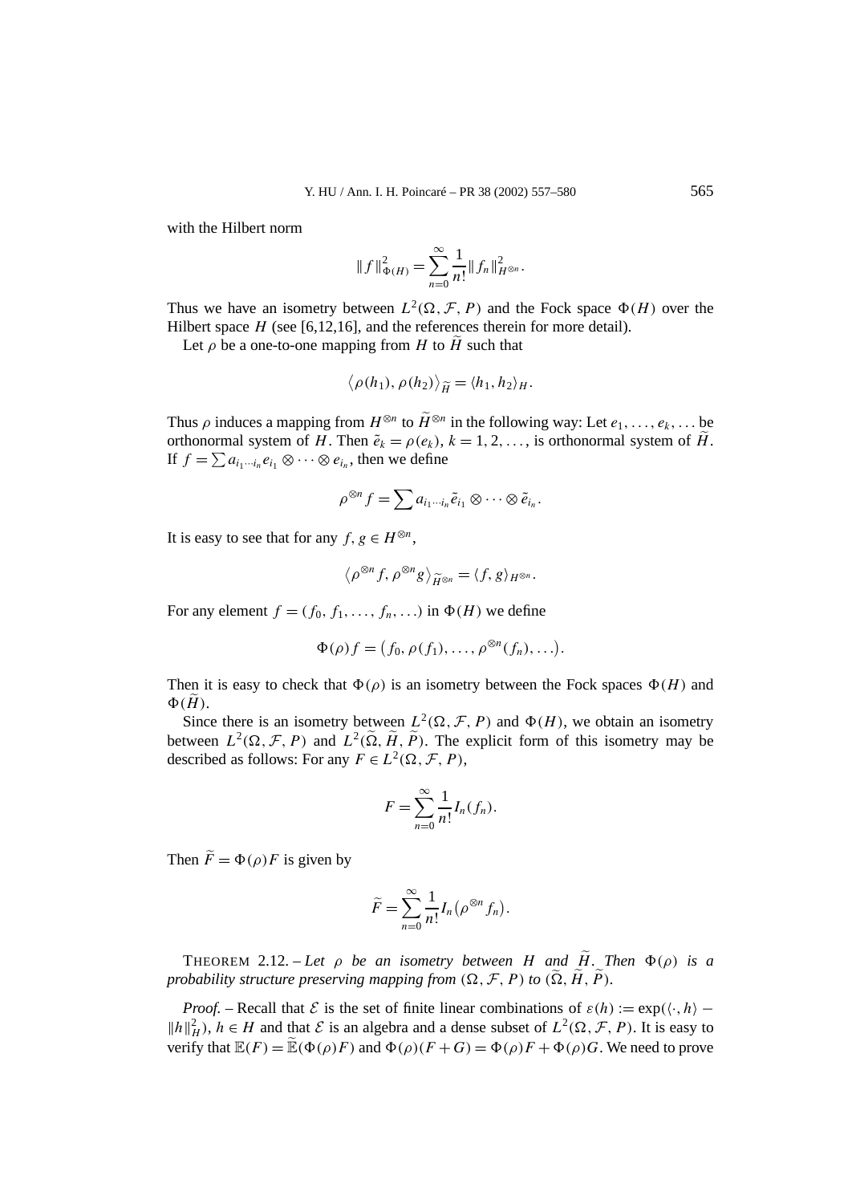with the Hilbert norm

$$\|f\|_{\Phi(H)}^2 = \sum_{n=0}^{\infty} \frac{1}{n!} \|f_n\|_{H^{\otimes n}}^2.$$

Thus we have an isometry between $L^2(\Omega, \mathcal{F}, P)$ and the Fock space $\Phi(H)$ over the Hilbert space $H$ (see [6,12,16], and the references therein for more detail).

Let $\rho$ be a one-to-one mapping from $H$ to $\widetilde{H}$ such that

$$\langle \rho(h_1), \rho(h_2) \rangle_{\widetilde{H}} = \langle h_1, h_2 \rangle_H.$$

Thus $\rho$ induces a mapping from $H^{\otimes n}$ to $\widetilde{H}^{\otimes n}$ in the following way: Let $e_1, \ldots, e_k, \ldots$ be orthonormal system of $H$. Then $\tilde{e}_k = \rho(e_k)$, $k = 1, 2, \ldots$, is orthonormal system of $\widetilde{H}$. If $f = \sum a_{i_1 \cdots i_n} e_{i_1} \otimes \cdots \otimes e_{i_n}$, then we define

$$\rho^{\otimes n} f = \sum a_{i_1 \cdots i_n} \tilde{e}_{i_1} \otimes \cdots \otimes \tilde{e}_{i_n}.$$

It is easy to see that for any $f, g \in H^{\otimes n}$,

$$\langle \rho^{\otimes n} f, \rho^{\otimes n} g \rangle_{\widetilde{H}^{\otimes n}} = \langle f, g \rangle_{H^{\otimes n}}.$$

For any element $f = (f_0, f_1, \ldots, f_n, \ldots)$ in $\Phi(H)$ we define

$$\Phi(\rho) f = \big(f_0, \rho(f_1), \ldots, \rho^{\otimes n}(f_n), \ldots\big).$$

Then it is easy to check that $\Phi(\rho)$ is an isometry between the Fock spaces $\Phi(H)$ and $\Phi(\widetilde{H})$.

Since there is an isometry between $L^2(\Omega, \mathcal{F}, P)$ and $\Phi(H)$, we obtain an isometry between $L^2(\Omega, \mathcal{F}, P)$ and $L^2(\widetilde{\Omega}, \widetilde{H}, \widetilde{P})$. The explicit form of this isometry may be described as follows: For any $F \in L^2(\Omega, \mathcal{F}, P)$,

$$F = \sum_{n=0}^{\infty} \frac{1}{n!} I_n(f_n).$$

Then $\widetilde{F} = \Phi(\rho) F$ is given by

$$\widetilde{F} = \sum_{n=0}^{\infty} \frac{1}{n!} I_n\big(\rho^{\otimes n} f_n\big).$$

THEOREM 2.12. – *Let $\rho$ be an isometry between $H$ and $\widetilde{H}$. Then $\Phi(\rho)$ is a probability structure preserving mapping from $(\Omega, \mathcal{F}, P)$ to $(\widetilde{\Omega}, \widetilde{H}, \widetilde{P})$.*

*Proof.* – Recall that $\mathcal{E}$ is the set of finite linear combinations of $\varepsilon(h) := \exp(\langle \cdot, h \rangle - \|h\|_H^2)$, $h \in H$ and that $\mathcal{E}$ is an algebra and a dense subset of $L^2(\Omega, \mathcal{F}, P)$. It is easy to verify that $\mathbb{E}(F) = \widetilde{\mathbb{E}}(\Phi(\rho)F)$ and $\Phi(\rho)(F + G) = \Phi(\rho)F + \Phi(\rho)G$. We need to prove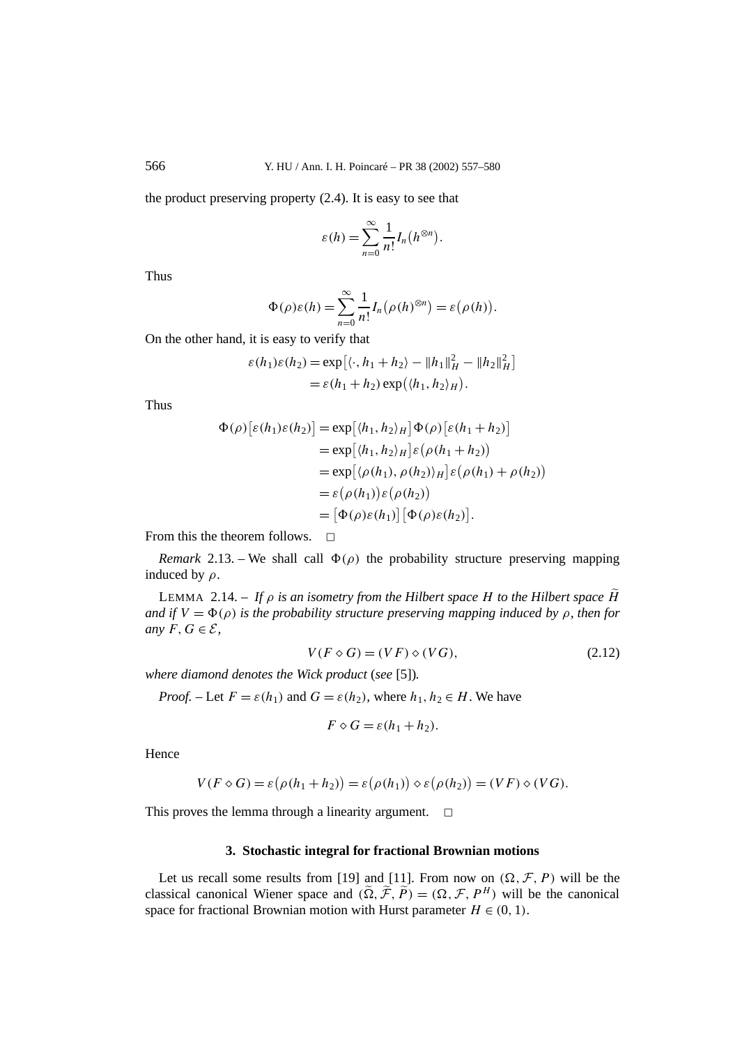the product preserving property (2.4). It is easy to see that

$$\varepsilon(h) = \sum_{n=0}^{\infty} \frac{1}{n!} I_n\big(h^{\otimes n}\big).$$

Thus

$$\Phi(\rho)\varepsilon(h) = \sum_{n=0}^{\infty} \frac{1}{n!} I_n\big(\rho(h)^{\otimes n}\big) = \varepsilon\big(\rho(h)\big).$$

On the other hand, it is easy to verify that

$$\begin{aligned}
\varepsilon(h_1)\varepsilon(h_2) &= \exp\big[\langle \cdot, h_1 + h_2\rangle - \|h_1\|_H^2 - \|h_2\|_H^2\big] \\
&= \varepsilon(h_1 + h_2)\exp\big(\langle h_1, h_2\rangle_H\big).
\end{aligned}$$

Thus

$$\begin{aligned}
\Phi(\rho)\big[\varepsilon(h_1)\varepsilon(h_2)\big] &= \exp\big[\langle h_1, h_2\rangle_H\big]\Phi(\rho)\big[\varepsilon(h_1 + h_2)\big] \\
&= \exp\big[\langle h_1, h_2\rangle_H\big]\varepsilon\big(\rho(h_1 + h_2)\big) \\
&= \exp\big[\langle \rho(h_1), \rho(h_2)\rangle_H\big]\varepsilon\big(\rho(h_1) + \rho(h_2)\big) \\
&= \varepsilon\big(\rho(h_1)\big)\varepsilon\big(\rho(h_2)\big) \\
&= \big[\Phi(\rho)\varepsilon(h_1)\big]\big[\Phi(\rho)\varepsilon(h_2)\big].
\end{aligned}$$

From this the theorem follows. □

*Remark* 2.13. – We shall call $\Phi(\rho)$ the probability structure preserving mapping induced by $\rho$.

LEMMA 2.14. – *If $\rho$ is an isometry from the Hilbert space $H$ to the Hilbert space $\widetilde{H}$ and if $V = \Phi(\rho)$ is the probability structure preserving mapping induced by $\rho$, then for any $F, G \in \mathcal{E}$,*

$$V(F \diamond G) = (VF) \diamond (VG), \tag{2.12}$$

*where diamond denotes the Wick product (see [5]).*

*Proof.* – Let $F = \varepsilon(h_1)$ and $G = \varepsilon(h_2)$, where $h_1, h_2 \in H$. We have

$$F \diamond G = \varepsilon(h_1 + h_2).$$

Hence

$$V(F \diamond G) = \varepsilon\big(\rho(h_1 + h_2)\big) = \varepsilon\big(\rho(h_1)\big) \diamond \varepsilon\big(\rho(h_2)\big) = (VF) \diamond (VG).$$

This proves the lemma through a linearity argument. □

## 3. Stochastic integral for fractional Brownian motions

Let us recall some results from [19] and [11]. From now on $(\Omega, \mathcal{F}, P)$ will be the classical canonical Wiener space and $(\widetilde{\Omega}, \widetilde{\mathcal{F}}, \widetilde{P}) = (\Omega, \mathcal{F}, P^H)$ will be the canonical space for fractional Brownian motion with Hurst parameter $H \in (0, 1)$.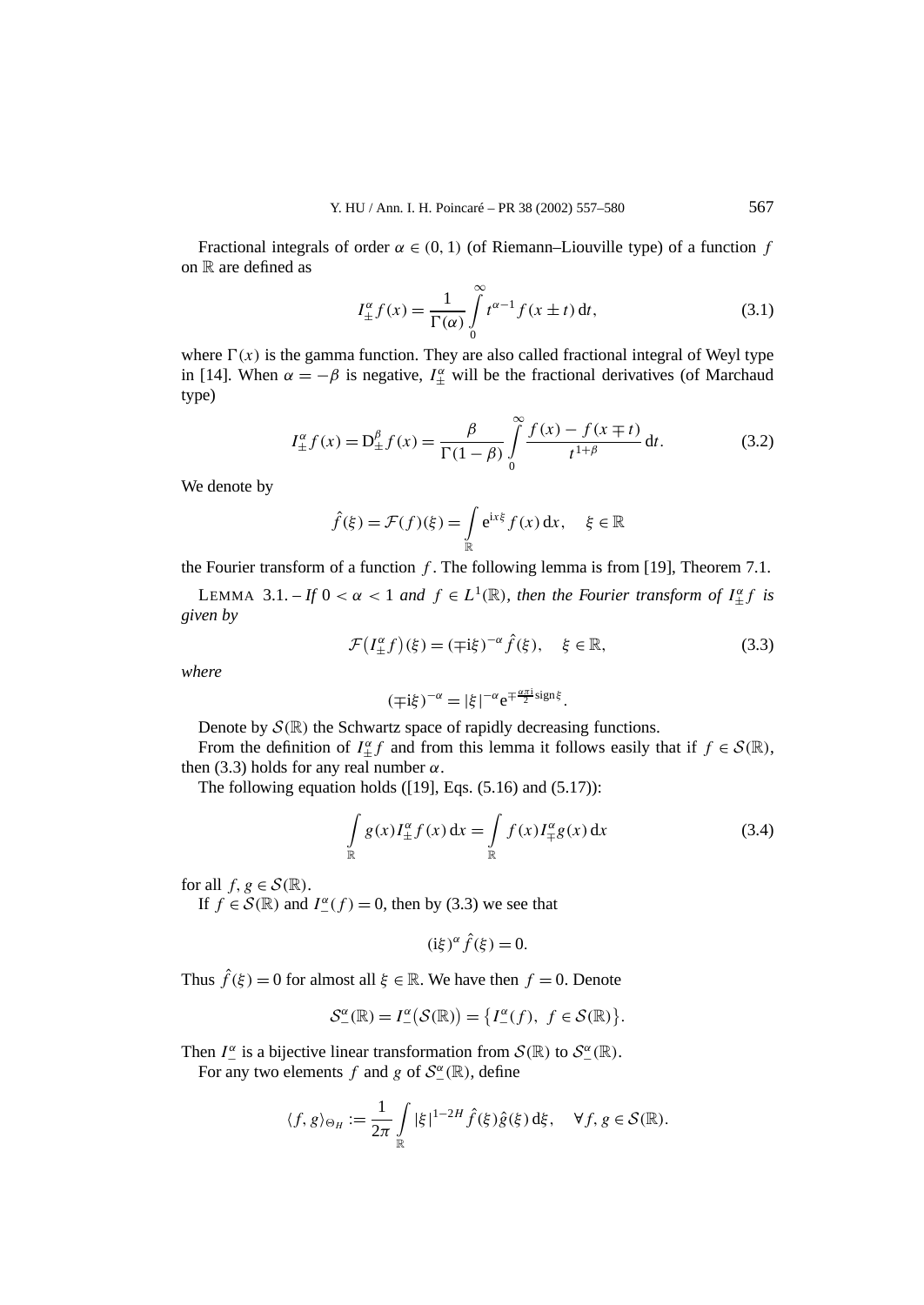Fractional integrals of order $\alpha \in (0,1)$ (of Riemann–Liouville type) of a function $f$ on $\mathbb{R}$ are defined as

$$I_{\pm}^{\alpha} f(x) = \frac{1}{\Gamma(\alpha)} \int_0^{\infty} t^{\alpha-1} f(x \pm t)\, \mathrm{d}t, \tag{3.1}$$

where $\Gamma(x)$ is the gamma function. They are also called fractional integral of Weyl type in [14]. When $\alpha = -\beta$ is negative, $I_{\pm}^{\alpha}$ will be the fractional derivatives (of Marchaud type)

$$I_{\pm}^{\alpha} f(x) = \mathrm{D}_{\pm}^{\beta} f(x) = \frac{\beta}{\Gamma(1-\beta)} \int_0^{\infty} \frac{f(x) - f(x \mp t)}{t^{1+\beta}}\, \mathrm{d}t. \tag{3.2}$$

We denote by

$$\hat{f}(\xi) = \mathcal{F}(f)(\xi) = \int_{\mathbb{R}} \mathrm{e}^{\mathrm{i}x\xi} f(x)\, \mathrm{d}x, \quad \xi \in \mathbb{R}$$

the Fourier transform of a function $f$. The following lemma is from [19], Theorem 7.1.

LEMMA 3.1. – *If $0 < \alpha < 1$ and $f \in L^1(\mathbb{R})$, then the Fourier transform of $I_{\pm}^{\alpha} f$ is given by*

$$\mathcal{F}\big(I_{\pm}^{\alpha} f\big)(\xi) = (\mp \mathrm{i}\xi)^{-\alpha} \hat{f}(\xi), \quad \xi \in \mathbb{R}, \tag{3.3}$$

*where*

$$(\mp \mathrm{i}\xi)^{-\alpha} = |\xi|^{-\alpha} \mathrm{e}^{\mp \frac{\alpha\pi \mathrm{i}}{2} \operatorname{sign}\xi}.$$

Denote by $\mathcal{S}(\mathbb{R})$ the Schwartz space of rapidly decreasing functions.

From the definition of $I_{\pm}^{\alpha} f$ and from this lemma it follows easily that if $f \in \mathcal{S}(\mathbb{R})$, then (3.3) holds for any real number $\alpha$.

The following equation holds ([19], Eqs. (5.16) and (5.17)):

$$\int_{\mathbb{R}} g(x) I_{\pm}^{\alpha} f(x)\, \mathrm{d}x = \int_{\mathbb{R}} f(x) I_{\mp}^{\alpha} g(x)\, \mathrm{d}x \tag{3.4}$$

for all $f, g \in \mathcal{S}(\mathbb{R})$.

If $f \in \mathcal{S}(\mathbb{R})$ and $I_{-}^{\alpha}(f) = 0$, then by (3.3) we see that

$$(\mathrm{i}\xi)^{\alpha} \hat{f}(\xi) = 0.$$

Thus $\hat{f}(\xi) = 0$ for almost all $\xi \in \mathbb{R}$. We have then $f = 0$. Denote

$$\mathcal{S}_{-}^{\alpha}(\mathbb{R}) = I_{-}^{\alpha}\big(\mathcal{S}(\mathbb{R})\big) = \big\{ I_{-}^{\alpha}(f),\ f \in \mathcal{S}(\mathbb{R}) \big\}.$$

Then $I_{-}^{\alpha}$ is a bijective linear transformation from $\mathcal{S}(\mathbb{R})$ to $\mathcal{S}_{-}^{\alpha}(\mathbb{R})$.

For any two elements $f$ and $g$ of $\mathcal{S}_{-}^{\alpha}(\mathbb{R})$, define

$$\langle f, g \rangle_{\Theta_H} := \frac{1}{2\pi} \int_{\mathbb{R}} |\xi|^{1-2H} \hat{f}(\xi) \hat{g}(\xi)\, \mathrm{d}\xi, \quad \forall f, g \in \mathcal{S}(\mathbb{R}).$$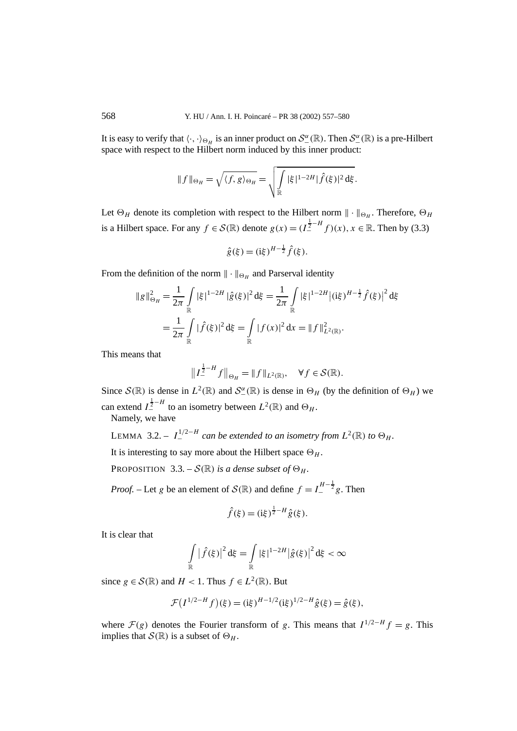It is easy to verify that $\langle \cdot, \cdot \rangle_{\Theta_H}$ is an inner product on $\mathcal{S}_-^\alpha(\mathbb{R})$. Then $\mathcal{S}_-^\alpha(\mathbb{R})$ is a pre-Hilbert space with respect to the Hilbert norm induced by this inner product:

$$\|f\|_{\Theta_H} = \sqrt{\langle f, g\rangle_{\Theta_H}} = \sqrt{\int_{\mathbb{R}} |\xi|^{1-2H} |\hat{f}(\xi)|^2 \, \mathrm{d}\xi}.$$

Let $\Theta_H$ denote its completion with respect to the Hilbert norm $\|\cdot\|_{\Theta_H}$. Therefore, $\Theta_H$ is a Hilbert space. For any $f \in \mathcal{S}(\mathbb{R})$ denote $g(x) = (I_-^{\frac{1}{2}-H} f)(x)$, $x \in \mathbb{R}$. Then by (3.3)

$$\hat{g}(\xi) = (\mathrm{i}\xi)^{H-\frac{1}{2}} \hat{f}(\xi).$$

From the definition of the norm $\|\cdot\|_{\Theta_H}$ and Parserval identity

$$\begin{aligned}
\|g\|_{\Theta_H}^2 &= \frac{1}{2\pi} \int_{\mathbb{R}} |\xi|^{1-2H} |\hat{g}(\xi)|^2 \, \mathrm{d}\xi = \frac{1}{2\pi} \int_{\mathbb{R}} |\xi|^{1-2H} \big|(\mathrm{i}\xi)^{H-\frac{1}{2}} \hat{f}(\xi)\big|^2 \, \mathrm{d}\xi \\
&= \frac{1}{2\pi} \int_{\mathbb{R}} |\hat{f}(\xi)|^2 \, \mathrm{d}\xi = \int_{\mathbb{R}} |f(x)|^2 \, \mathrm{d}x = \|f\|_{L^2(\mathbb{R})}^2.
\end{aligned}$$

This means that

$$\big\|I_-^{\frac{1}{2}-H} f\big\|_{\Theta_H} = \|f\|_{L^2(\mathbb{R})}, \quad \forall f \in \mathcal{S}(\mathbb{R}).$$

Since $\mathcal{S}(\mathbb{R})$ is dense in $L^2(\mathbb{R})$ and $\mathcal{S}_-^\alpha(\mathbb{R})$ is dense in $\Theta_H$ (by the definition of $\Theta_H$) we can extend $I_-^{\frac{1}{2}-H}$ to an isometry between $L^2(\mathbb{R})$ and $\Theta_H$.

Namely, we have

LEMMA 3.2. – *$I_-^{1/2-H}$ can be extended to an isometry from $L^2(\mathbb{R})$ to $\Theta_H$.*

It is interesting to say more about the Hilbert space $\Theta_H$.

PROPOSITION 3.3. – *$\mathcal{S}(\mathbb{R})$ is a dense subset of $\Theta_H$.*

*Proof.* – Let $g$ be an element of $\mathcal{S}(\mathbb{R})$ and define $f = I_-^{H-\frac{1}{2}} g$. Then

$$\hat{f}(\xi) = (\mathrm{i}\xi)^{\frac{1}{2}-H} \hat{g}(\xi).$$

It is clear that

$$\int_{\mathbb{R}} \big|\hat{f}(\xi)\big|^2 \, \mathrm{d}\xi = \int_{\mathbb{R}} |\xi|^{1-2H} \big|\hat{g}(\xi)\big|^2 \, \mathrm{d}\xi < \infty$$

since $g \in \mathcal{S}(\mathbb{R})$ and $H < 1$. Thus $f \in L^2(\mathbb{R})$. But

$$\mathcal{F}\big(I^{1/2-H} f\big)(\xi) = (\mathrm{i}\xi)^{H-1/2} (\mathrm{i}\xi)^{1/2-H} \hat{g}(\xi) = \hat{g}(\xi),$$

where $\mathcal{F}(g)$ denotes the Fourier transform of $g$. This means that $I^{1/2-H} f = g$. This implies that $\mathcal{S}(\mathbb{R})$ is a subset of $\Theta_H$.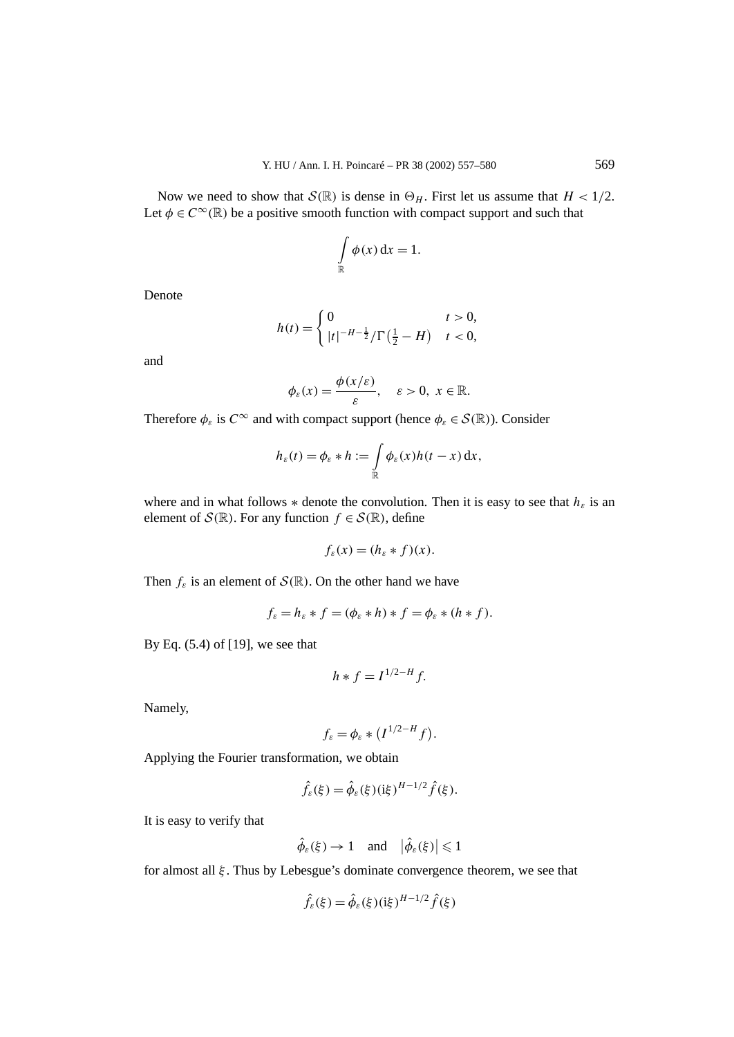Now we need to show that $\mathcal{S}(\mathbb{R})$ is dense in $\Theta_H$. First let us assume that $H < 1/2$. Let $\phi \in C^\infty(\mathbb{R})$ be a positive smooth function with compact support and such that

$$\int_{\mathbb{R}} \phi(x)\,\mathrm{d}x = 1.$$

Denote

$$h(t) = \begin{cases} 0 & t > 0, \\ |t|^{-H-\frac{1}{2}}/\Gamma\left(\frac{1}{2} - H\right) & t < 0, \end{cases}$$

and

$$\phi_\varepsilon(x) = \frac{\phi(x/\varepsilon)}{\varepsilon}, \quad \varepsilon > 0,\ x \in \mathbb{R}.$$

Therefore $\phi_\varepsilon$ is $C^\infty$ and with compact support (hence $\phi_\varepsilon \in \mathcal{S}(\mathbb{R})$). Consider

$$h_\varepsilon(t) = \phi_\varepsilon * h := \int_{\mathbb{R}} \phi_\varepsilon(x) h(t - x)\,\mathrm{d}x,$$

where and in what follows $*$ denote the convolution. Then it is easy to see that $h_\varepsilon$ is an element of $\mathcal{S}(\mathbb{R})$. For any function $f \in \mathcal{S}(\mathbb{R})$, define

$$f_\varepsilon(x) = (h_\varepsilon * f)(x).$$

Then $f_\varepsilon$ is an element of $\mathcal{S}(\mathbb{R})$. On the other hand we have

$$f_\varepsilon = h_\varepsilon * f = (\phi_\varepsilon * h) * f = \phi_\varepsilon * (h * f).$$

By Eq. (5.4) of [19], we see that

$$h * f = I^{1/2-H} f.$$

Namely,

$$f_\varepsilon = \phi_\varepsilon * \left(I^{1/2-H} f\right).$$

Applying the Fourier transformation, we obtain

$$\hat{f}_\varepsilon(\xi) = \hat{\phi}_\varepsilon(\xi)(\mathrm{i}\xi)^{H-1/2} \hat{f}(\xi).$$

It is easy to verify that

$$\hat{\phi}_\varepsilon(\xi) \to 1 \quad \text{and} \quad \left|\hat{\phi}_\varepsilon(\xi)\right| \leqslant 1$$

for almost all $\xi$. Thus by Lebesgue's dominate convergence theorem, we see that

$$\hat{f}_\varepsilon(\xi) = \hat{\phi}_\varepsilon(\xi)(\mathrm{i}\xi)^{H-1/2} \hat{f}(\xi)$$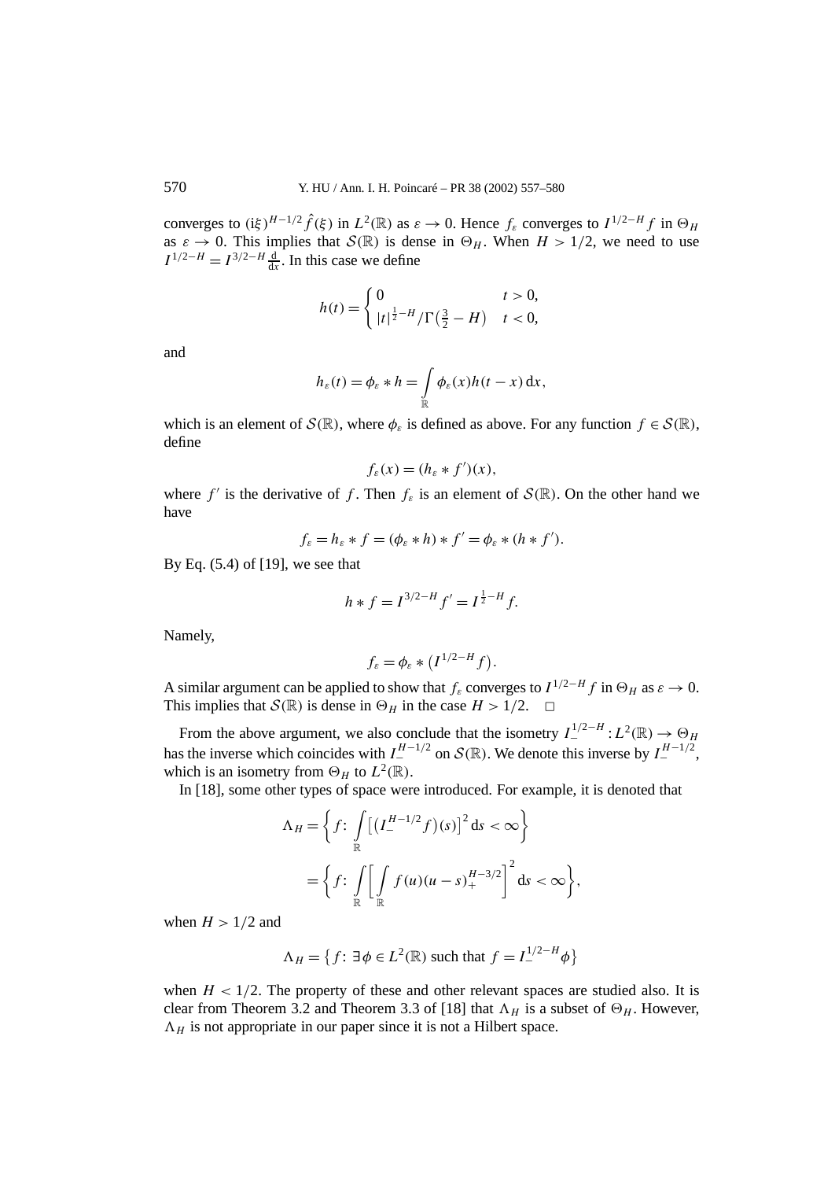converges to $(\mathrm{i}\xi)^{H-1/2}\hat{f}(\xi)$ in $L^2(\mathbb{R})$ as $\varepsilon \to 0$. Hence $f_\varepsilon$ converges to $I^{1/2-H}f$ in $\Theta_H$ as $\varepsilon \to 0$. This implies that $\mathcal{S}(\mathbb{R})$ is dense in $\Theta_H$. When $H > 1/2$, we need to use $I^{1/2-H} = I^{3/2-H}\frac{\mathrm{d}}{\mathrm{d}x}$. In this case we define

$$h(t) = \begin{cases} 0 & t > 0, \\ |t|^{\frac{1}{2}-H}/\Gamma\left(\frac{3}{2} - H\right) & t < 0, \end{cases}$$

and

$$h_\varepsilon(t) = \phi_\varepsilon * h = \int_{\mathbb{R}} \phi_\varepsilon(x)h(t-x)\,\mathrm{d}x,$$

which is an element of $\mathcal{S}(\mathbb{R})$, where $\phi_\varepsilon$ is defined as above. For any function $f \in \mathcal{S}(\mathbb{R})$, define

$$f_\varepsilon(x) = (h_\varepsilon * f')(x),$$

where $f'$ is the derivative of $f$. Then $f_\varepsilon$ is an element of $\mathcal{S}(\mathbb{R})$. On the other hand we have

$$f_\varepsilon = h_\varepsilon * f = (\phi_\varepsilon * h) * f' = \phi_\varepsilon * (h * f').$$

By Eq. (5.4) of [19], we see that

$$h * f = I^{3/2-H}f' = I^{\frac{1}{2}-H}f.$$

Namely,

$$f_\varepsilon = \phi_\varepsilon * \left(I^{1/2-H}f\right).$$

A similar argument can be applied to show that $f_\varepsilon$ converges to $I^{1/2-H}f$ in $\Theta_H$ as $\varepsilon \to 0$. This implies that $\mathcal{S}(\mathbb{R})$ is dense in $\Theta_H$ in the case $H > 1/2$. □

From the above argument, we also conclude that the isometry $I_-^{1/2-H} : L^2(\mathbb{R}) \to \Theta_H$ has the inverse which coincides with $I_-^{H-1/2}$ on $\mathcal{S}(\mathbb{R})$. We denote this inverse by $I_-^{H-1/2}$, which is an isometry from $\Theta_H$ to $L^2(\mathbb{R})$.

In [18], some other types of space were introduced. For example, it is denoted that

$$\begin{aligned}
\Lambda_H &= \left\{ f\colon \int_{\mathbb{R}} \left[\left(I_-^{H-1/2}f\right)(s)\right]^2 \mathrm{d}s < \infty \right\} \\
&= \left\{ f\colon \int_{\mathbb{R}} \left[\int_{\mathbb{R}} f(u)(u-s)_+^{H-3/2}\right]^2 \mathrm{d}s < \infty \right\},
\end{aligned}$$

when $H > 1/2$ and

$$\Lambda_H = \left\{ f\colon \exists \phi \in L^2(\mathbb{R}) \text{ such that } f = I_-^{1/2-H}\phi \right\}$$

when $H < 1/2$. The property of these and other relevant spaces are studied also. It is clear from Theorem 3.2 and Theorem 3.3 of [18] that $\Lambda_H$ is a subset of $\Theta_H$. However, $\Lambda_H$ is not appropriate in our paper since it is not a Hilbert space.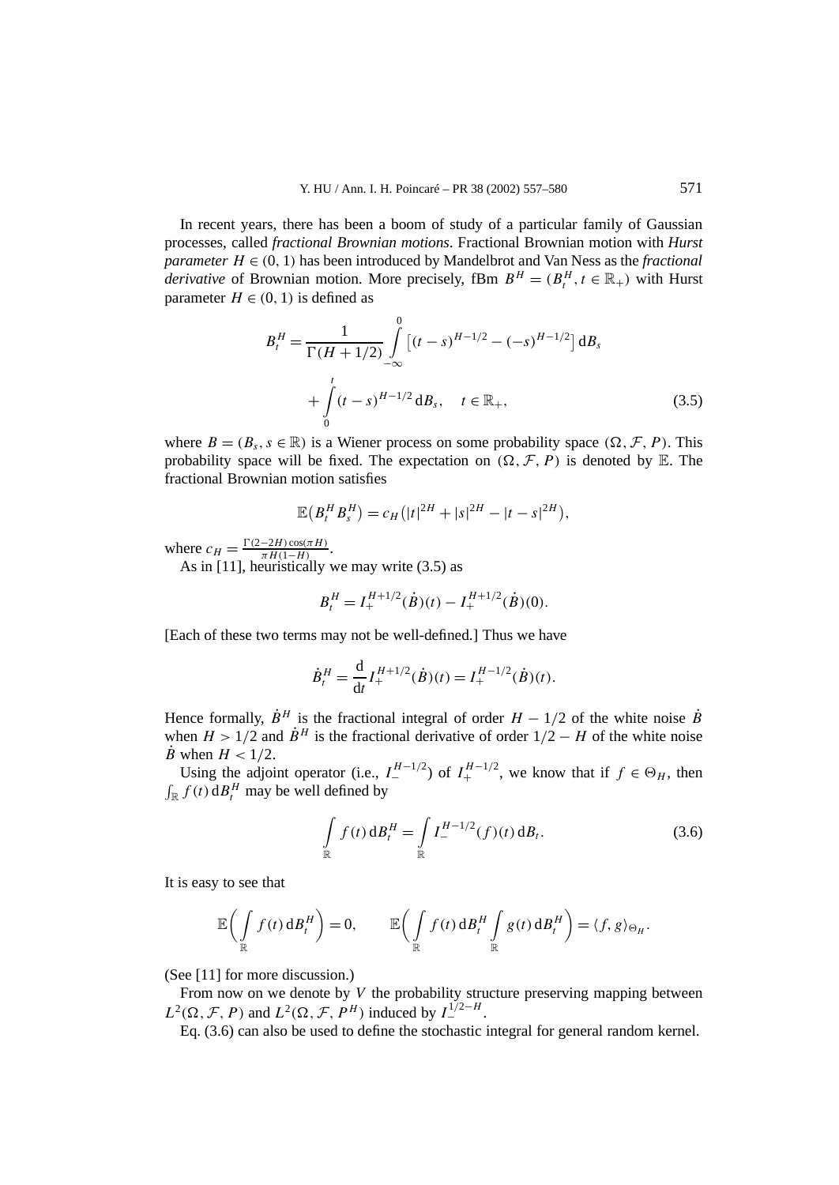In recent years, there has been a boom of study of a particular family of Gaussian processes, called *fractional Brownian motions*. Fractional Brownian motion with *Hurst parameter* $H \in (0,1)$ has been introduced by Mandelbrot and Van Ness as the *fractional derivative* of Brownian motion. More precisely, fBm $B^H = (B_t^H, t \in \mathbb{R}_+)$ with Hurst parameter $H \in (0,1)$ is defined as

$$B_t^H = \frac{1}{\Gamma(H+1/2)} \int_{-\infty}^{0} \left[(t-s)^{H-1/2} - (-s)^{H-1/2}\right] \mathrm{d}B_s + \int_{0}^{t} (t-s)^{H-1/2} \,\mathrm{d}B_s, \quad t \in \mathbb{R}_+, \tag{3.5}$$

where $B = (B_s, s \in \mathbb{R})$ is a Wiener process on some probability space $(\Omega, \mathcal{F}, P)$. This probability space will be fixed. The expectation on $(\Omega, \mathcal{F}, P)$ is denoted by $\mathbb{E}$. The fractional Brownian motion satisfies

$$\mathbb{E}\left(B_t^H B_s^H\right) = c_H\left(|t|^{2H} + |s|^{2H} - |t-s|^{2H}\right),$$

where $c_H = \frac{\Gamma(2-2H)\cos(\pi H)}{\pi H(1-H)}$.

As in [11], heuristically we may write (3.5) as

$$B_t^H = I_+^{H+1/2}(\dot{B})(t) - I_+^{H+1/2}(\dot{B})(0).$$

[Each of these two terms may not be well-defined.] Thus we have

$$\dot{B}_t^H = \frac{\mathrm{d}}{\mathrm{d}t} I_+^{H+1/2}(\dot{B})(t) = I_+^{H-1/2}(\dot{B})(t).$$

Hence formally, $\dot{B}^H$ is the fractional integral of order $H - 1/2$ of the white noise $\dot{B}$ when $H > 1/2$ and $\dot{B}^H$ is the fractional derivative of order $1/2 - H$ of the white noise $\dot{B}$ when $H < 1/2$.

Using the adjoint operator (i.e., $I_-^{H-1/2}$) of $I_+^{H-1/2}$, we know that if $f \in \Theta_H$, then $\int_{\mathbb{R}} f(t)\,\mathrm{d}B_t^H$ may be well defined by

$$\int_{\mathbb{R}} f(t)\,\mathrm{d}B_t^H = \int_{\mathbb{R}} I_-^{H-1/2}(f)(t)\,\mathrm{d}B_t. \tag{3.6}$$

It is easy to see that

$$\mathbb{E}\left(\int_{\mathbb{R}} f(t)\,\mathrm{d}B_t^H\right) = 0, \qquad \mathbb{E}\left(\int_{\mathbb{R}} f(t)\,\mathrm{d}B_t^H \int_{\mathbb{R}} g(t)\,\mathrm{d}B_t^H\right) = \langle f, g\rangle_{\Theta_H}.$$

(See [11] for more discussion.)

From now on we denote by $V$ the probability structure preserving mapping between $L^2(\Omega, \mathcal{F}, P)$ and $L^2(\Omega, \mathcal{F}, P^H)$ induced by $I_-^{1/2-H}$.

Eq. (3.6) can also be used to define the stochastic integral for general random kernel.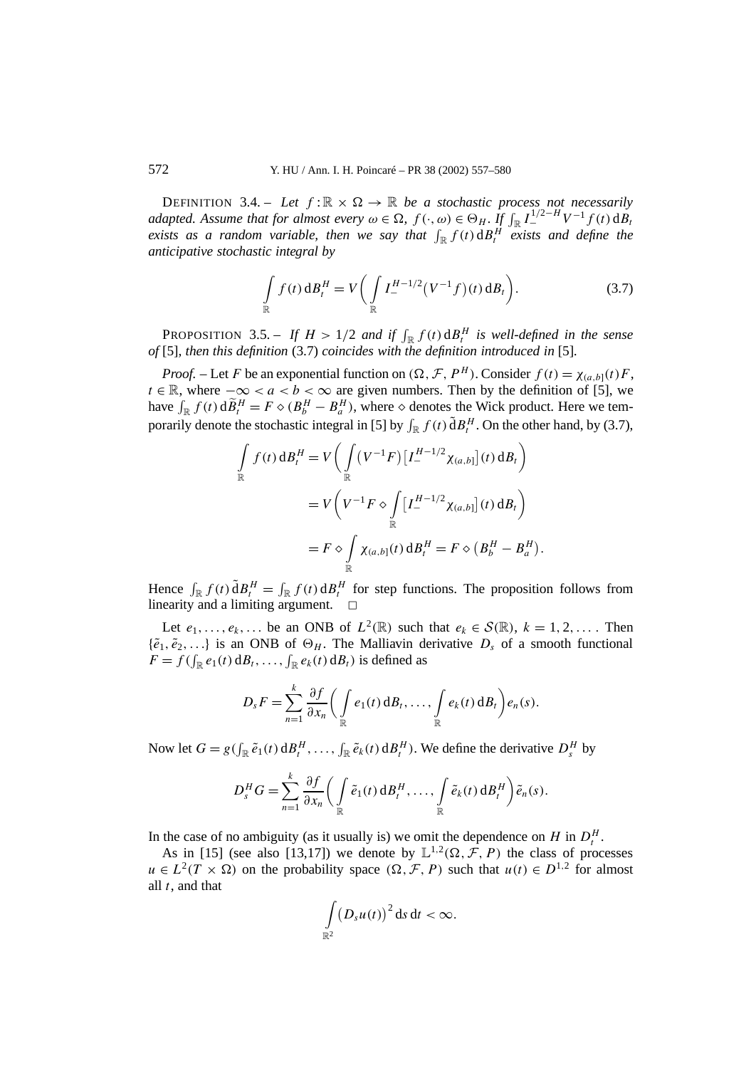DEFINITION 3.4. – *Let $f:\mathbb{R}\times\Omega\to\mathbb{R}$ be a stochastic process not necessarily adapted. Assume that for almost every $\omega\in\Omega$, $f(\cdot,\omega)\in\Theta_H$. If $\int_{\mathbb{R}} I_-^{1/2-H}V^{-1}f(t)\,\mathrm{d}B_t$ exists as a random variable, then we say that $\int_{\mathbb{R}} f(t)\,\mathrm{d}B_t^H$ exists and define the anticipative stochastic integral by*

$$\int_{\mathbb{R}} f(t)\,\mathrm{d}B_t^H = V\biggl(\int_{\mathbb{R}} I_-^{H-1/2}\bigl(V^{-1}f\bigr)(t)\,\mathrm{d}B_t\biggr). \tag{3.7}$$

PROPOSITION 3.5. – *If $H>1/2$ and if $\int_{\mathbb{R}} f(t)\,\mathrm{d}B_t^H$ is well-defined in the sense of* [5], *then this definition* (3.7) *coincides with the definition introduced in* [5].

*Proof.* – Let $F$ be an exponential function on $(\Omega,\mathcal{F},P^H)$. Consider $f(t)=\chi_{(a,b]}(t)F$, $t\in\mathbb{R}$, where $-\infty<a<b<\infty$ are given numbers. Then by the definition of [5], we have $\int_{\mathbb{R}} f(t)\,\mathrm{d}\tilde{B}_t^H = F\diamond(B_b^H-B_a^H)$, where $\diamond$ denotes the Wick product. Here we temporarily denote the stochastic integral in [5] by $\int_{\mathbb{R}} f(t)\,\tilde{\mathrm{d}}B_t^H$. On the other hand, by (3.7),

$$\begin{aligned}
\int_{\mathbb{R}} f(t)\,\mathrm{d}B_t^H &= V\biggl(\int_{\mathbb{R}} \bigl(V^{-1}F\bigr)\bigl[I_-^{H-1/2}\chi_{(a,b]}\bigr](t)\,\mathrm{d}B_t\biggr)\\
&= V\biggl(V^{-1}F\diamond\int_{\mathbb{R}}\bigl[I_-^{H-1/2}\chi_{(a,b]}\bigr](t)\,\mathrm{d}B_t\biggr)\\
&= F\diamond\int_{\mathbb{R}}\chi_{(a,b]}(t)\,\mathrm{d}B_t^H = F\diamond\bigl(B_b^H-B_a^H\bigr).
\end{aligned}$$

Hence $\int_{\mathbb{R}} f(t)\,\tilde{\mathrm{d}}B_t^H=\int_{\mathbb{R}} f(t)\,\mathrm{d}B_t^H$ for step functions. The proposition follows from linearity and a limiting argument. $\Box$

Let $e_1,\ldots,e_k,\ldots$ be an ONB of $L^2(\mathbb{R})$ such that $e_k\in\mathcal{S}(\mathbb{R})$, $k=1,2,\ldots$. Then $\{\tilde{e}_1,\tilde{e}_2,\ldots\}$ is an ONB of $\Theta_H$. The Malliavin derivative $D_s$ of a smooth functional $F=f(\int_{\mathbb{R}} e_1(t)\,\mathrm{d}B_t,\ldots,\int_{\mathbb{R}} e_k(t)\,\mathrm{d}B_t)$ is defined as

$$D_sF=\sum_{n=1}^{k}\frac{\partial f}{\partial x_n}\biggl(\int_{\mathbb{R}} e_1(t)\,\mathrm{d}B_t,\ldots,\int_{\mathbb{R}} e_k(t)\,\mathrm{d}B_t\biggr)e_n(s).$$

Now let $G=g(\int_{\mathbb{R}}\tilde{e}_1(t)\,\mathrm{d}B_t^H,\ldots,\int_{\mathbb{R}}\tilde{e}_k(t)\,\mathrm{d}B_t^H)$. We define the derivative $D_s^H$ by

$$D_s^HG=\sum_{n=1}^{k}\frac{\partial f}{\partial x_n}\biggl(\int_{\mathbb{R}}\tilde{e}_1(t)\,\mathrm{d}B_t^H,\ldots,\int_{\mathbb{R}}\tilde{e}_k(t)\,\mathrm{d}B_t^H\biggr)\tilde{e}_n(s).$$

In the case of no ambiguity (as it usually is) we omit the dependence on $H$ in $D_t^H$.

As in [15] (see also [13,17]) we denote by $\mathbb{L}^{1,2}(\Omega,\mathcal{F},P)$ the class of processes $u\in L^2(T\times\Omega)$ on the probability space $(\Omega,\mathcal{F},P)$ such that $u(t)\in D^{1,2}$ for almost all $t$, and that

$$\int_{\mathbb{R}^2}\bigl(D_su(t)\bigr)^2\,\mathrm{d}s\,\mathrm{d}t<\infty.$$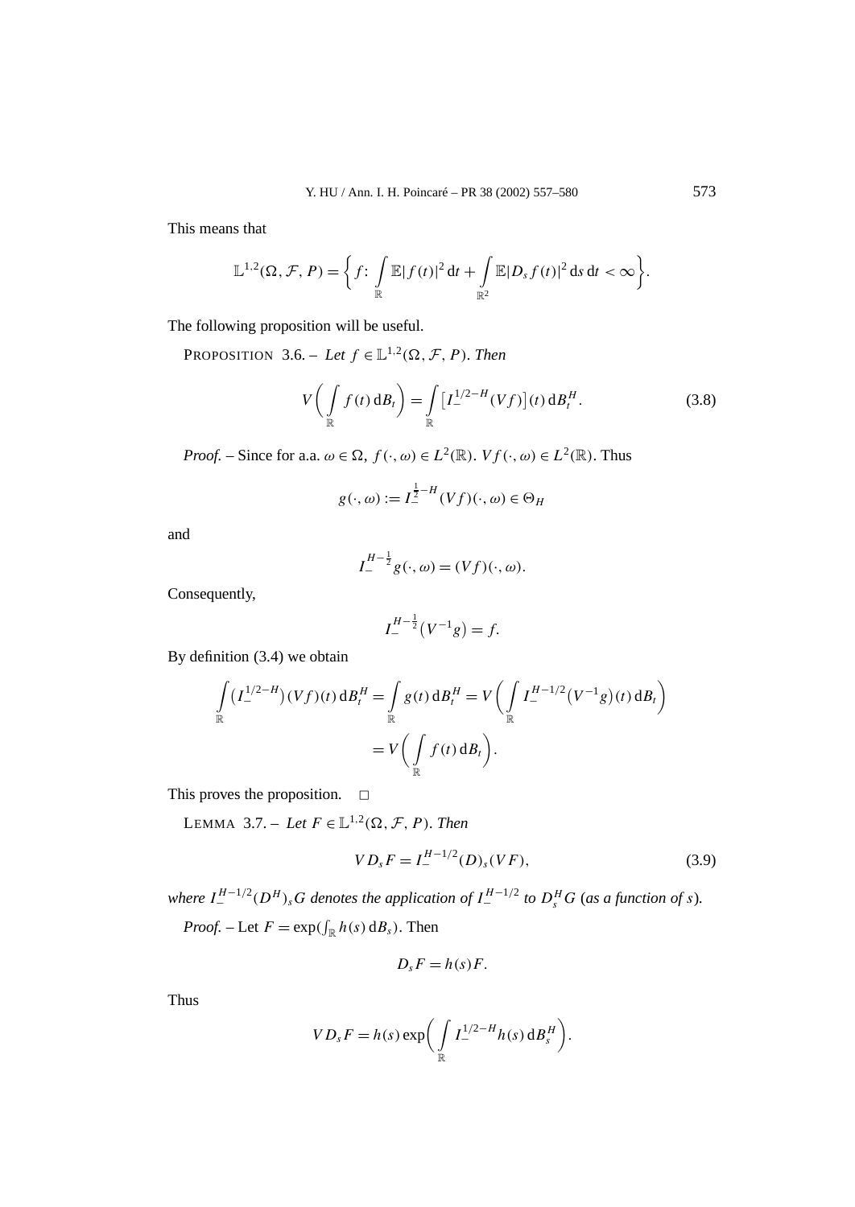This means that

$$\mathbb{L}^{1,2}(\Omega, \mathcal{F}, P) = \left\{ f\colon \int_{\mathbb{R}} \mathbb{E}|f(t)|^2 \,\mathrm{d}t + \int_{\mathbb{R}^2} \mathbb{E}|D_s f(t)|^2 \,\mathrm{d}s\,\mathrm{d}t < \infty \right\}.$$

The following proposition will be useful.

PROPOSITION 3.6. – *Let $f \in \mathbb{L}^{1,2}(\Omega, \mathcal{F}, P)$. Then*

$$V\left( \int_{\mathbb{R}} f(t)\,\mathrm{d}B_t \right) = \int_{\mathbb{R}} \left[ I_-^{1/2-H}(Vf) \right](t)\,\mathrm{d}B_t^H. \tag{3.8}$$

*Proof.* – Since for a.a. $\omega \in \Omega$, $f(\cdot, \omega) \in L^2(\mathbb{R})$. $Vf(\cdot, \omega) \in L^2(\mathbb{R})$. Thus

$$g(\cdot, \omega) := I_-^{\frac{1}{2}-H}(Vf)(\cdot, \omega) \in \Theta_H$$

and

$$I_-^{H-\frac{1}{2}} g(\cdot, \omega) = (Vf)(\cdot, \omega).$$

Consequently,

$$I_-^{H-\frac{1}{2}}\left(V^{-1}g\right) = f.$$

By definition (3.4) we obtain

$$\begin{aligned}
\int_{\mathbb{R}} \left(I_-^{1/2-H}\right)(Vf)(t)\,\mathrm{d}B_t^H &= \int_{\mathbb{R}} g(t)\,\mathrm{d}B_t^H = V\left( \int_{\mathbb{R}} I_-^{H-1/2}\left(V^{-1}g\right)(t)\,\mathrm{d}B_t \right) \\
&= V\left( \int_{\mathbb{R}} f(t)\,\mathrm{d}B_t \right).
\end{aligned}$$

This proves the proposition. □

LEMMA 3.7. – *Let $F \in \mathbb{L}^{1,2}(\Omega, \mathcal{F}, P)$. Then*

$$VD_sF = I_-^{H-1/2}(D)_s(VF), \tag{3.9}$$

*where $I_-^{H-1/2}(D^H)_s G$ denotes the application of $I_-^{H-1/2}$ to $D_s^H G$ (as a function of $s$).*

*Proof.* – Let $F = \exp(\int_{\mathbb{R}} h(s)\,\mathrm{d}B_s)$. Then

$$D_sF = h(s)F.$$

Thus

$$VD_sF = h(s)\exp\left( \int_{\mathbb{R}} I_-^{1/2-H} h(s)\,\mathrm{d}B_s^H \right).$$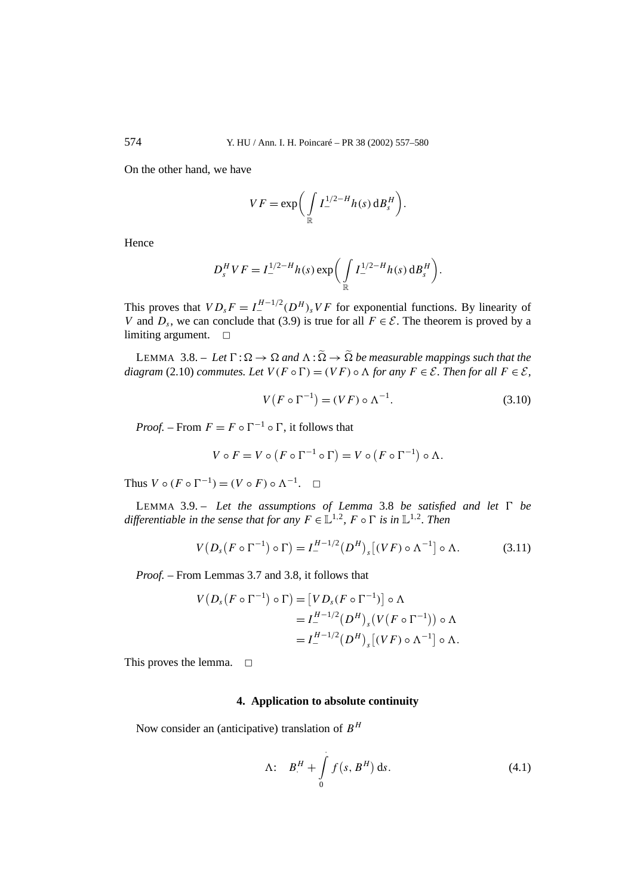On the other hand, we have

$$VF = \exp\biggl(\int\limits_{\mathbb{R}} I_-^{1/2-H} h(s)\,\mathrm{d}B_s^H\biggr).$$

Hence

$$D_s^H VF = I_-^{1/2-H} h(s) \exp\biggl(\int\limits_{\mathbb{R}} I_-^{1/2-H} h(s)\,\mathrm{d}B_s^H\biggr).$$

This proves that $VD_sF = I_-^{H-1/2}(D^H)_s VF$ for exponential functions. By linearity of $V$ and $D_s$, we can conclude that (3.9) is true for all $F \in \mathcal{E}$. The theorem is proved by a limiting argument. □

LEMMA 3.8. – *Let $\Gamma : \Omega \to \Omega$ and $\Lambda : \widetilde{\Omega} \to \widetilde{\Omega}$ be measurable mappings such that the diagram* (2.10) *commutes. Let $V(F \circ \Gamma) = (VF) \circ \Lambda$ for any $F \in \mathcal{E}$. Then for all $F \in \mathcal{E}$,*

$$V\bigl(F \circ \Gamma^{-1}\bigr) = (VF) \circ \Lambda^{-1}. \tag{3.10}$$

*Proof.* – From $F = F \circ \Gamma^{-1} \circ \Gamma$, it follows that

$$V \circ F = V \circ \bigl(F \circ \Gamma^{-1} \circ \Gamma\bigr) = V \circ \bigl(F \circ \Gamma^{-1}\bigr) \circ \Lambda.$$

Thus $V \circ (F \circ \Gamma^{-1}) = (V \circ F) \circ \Lambda^{-1}$. □

LEMMA 3.9. – *Let the assumptions of Lemma* 3.8 *be satisfied and let $\Gamma$ be differentiable in the sense that for any $F \in \mathbb{L}^{1,2}$, $F \circ \Gamma$ is in $\mathbb{L}^{1,2}$. Then*

$$V\bigl(D_s\bigl(F \circ \Gamma^{-1}\bigr) \circ \Gamma\bigr) = I_-^{H-1/2}\bigl(D^H\bigr)_s\bigl[(VF) \circ \Lambda^{-1}\bigr] \circ \Lambda. \tag{3.11}$$

*Proof.* – From Lemmas 3.7 and 3.8, it follows that

$$\begin{aligned}
V\bigl(D_s\bigl(F \circ \Gamma^{-1}\bigr) \circ \Gamma\bigr) &= \bigl[VD_s(F \circ \Gamma^{-1})\bigr] \circ \Lambda \\
&= I_-^{H-1/2}\bigl(D^H\bigr)_s\bigl(V\bigl(F \circ \Gamma^{-1}\bigr)\bigr) \circ \Lambda \\
&= I_-^{H-1/2}\bigl(D^H\bigr)_s\bigl[(VF) \circ \Lambda^{-1}\bigr] \circ \Lambda.
\end{aligned}$$

This proves the lemma. □

## 4. Application to absolute continuity

Now consider an (anticipative) translation of $B^H$

$$\Lambda: \quad B_\cdot^H + \int_0^\cdot f\bigl(s, B^H\bigr)\,\mathrm{d}s. \tag{4.1}$$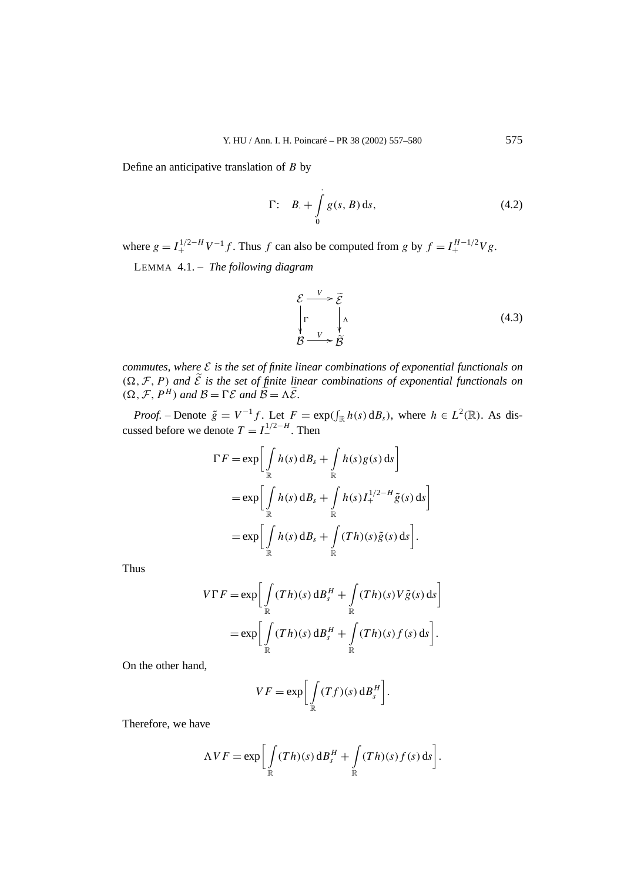Define an anticipative translation of $B$ by

$$\Gamma: \quad B_\cdot + \int_0^\cdot g(s, B)\, \mathrm{d}s, \tag{4.2}$$

where $g = I_+^{1/2-H} V^{-1} f$. Thus $f$ can also be computed from $g$ by $f = I_+^{H-1/2} V g$.

LEMMA 4.1. – *The following diagram*

$$\begin{array}{ccc} \mathcal{E} & \xrightarrow{V} & \widetilde{\mathcal{E}} \\ \Big\downarrow \Gamma & & \Big\downarrow \Lambda \\ \mathcal{B} & \xrightarrow{V} & \widetilde{\mathcal{B}} \end{array} \tag{4.3}$$

*commutes, where $\mathcal{E}$ is the set of finite linear combinations of exponential functionals on $(\Omega, \mathcal{F}, P)$ and $\widetilde{\mathcal{E}}$ is the set of finite linear combinations of exponential functionals on $(\Omega, \mathcal{F}, P^H)$ and $\mathcal{B} = \Gamma \mathcal{E}$ and $\widetilde{\mathcal{B}} = \Lambda \widetilde{\mathcal{E}}$.*

*Proof.* – Denote $\tilde{g} = V^{-1} f$. Let $F = \exp(\int_{\mathbb{R}} h(s)\, \mathrm{d}B_s)$, where $h \in L^2(\mathbb{R})$. As discussed before we denote $T = I_-^{1/2-H}$. Then

$$\begin{aligned} \Gamma F &= \exp\left[ \int_{\mathbb{R}} h(s)\, \mathrm{d}B_s + \int_{\mathbb{R}} h(s) g(s)\, \mathrm{d}s \right] \\ &= \exp\left[ \int_{\mathbb{R}} h(s)\, \mathrm{d}B_s + \int_{\mathbb{R}} h(s) I_+^{1/2-H} \tilde{g}(s)\, \mathrm{d}s \right] \\ &= \exp\left[ \int_{\mathbb{R}} h(s)\, \mathrm{d}B_s + \int_{\mathbb{R}} (Th)(s) \tilde{g}(s)\, \mathrm{d}s \right]. \end{aligned}$$

Thus

$$\begin{aligned} V \Gamma F &= \exp\left[ \int_{\mathbb{R}} (Th)(s)\, \mathrm{d}B_s^H + \int_{\mathbb{R}} (Th)(s) V \tilde{g}(s)\, \mathrm{d}s \right] \\ &= \exp\left[ \int_{\mathbb{R}} (Th)(s)\, \mathrm{d}B_s^H + \int_{\mathbb{R}} (Th)(s) f(s)\, \mathrm{d}s \right]. \end{aligned}$$

On the other hand,

$$VF = \exp\left[ \int_{\mathbb{R}} (Tf)(s)\, \mathrm{d}B_s^H \right].$$

Therefore, we have

$$\Lambda V F = \exp\left[ \int_{\mathbb{R}} (Th)(s)\, \mathrm{d}B_s^H + \int_{\mathbb{R}} (Th)(s) f(s)\, \mathrm{d}s \right].$$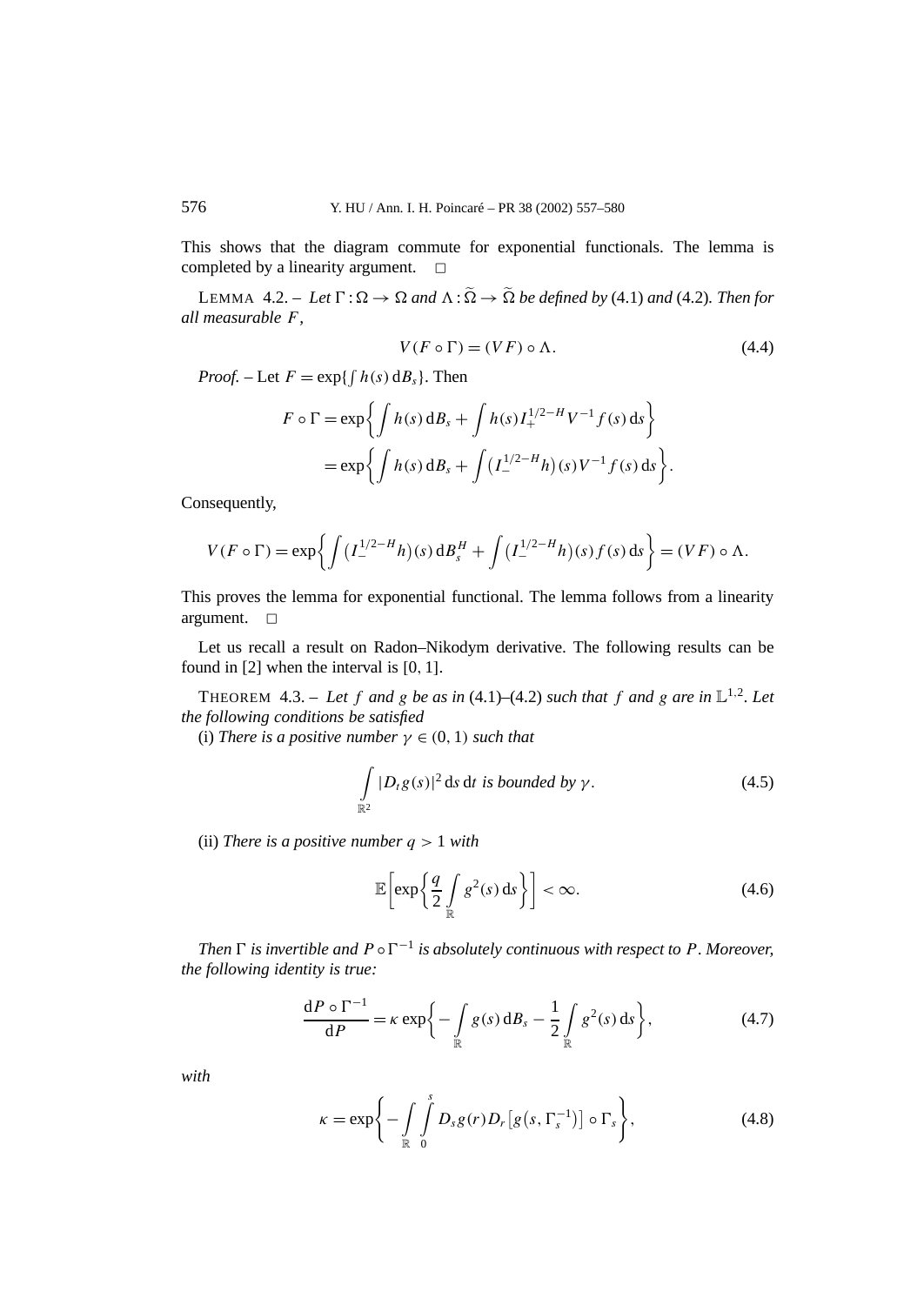This shows that the diagram commute for exponential functionals. The lemma is completed by a linearity argument. □

LEMMA 4.2. – *Let $\Gamma : \Omega \to \Omega$ and $\Lambda : \widetilde{\Omega} \to \widetilde{\Omega}$ be defined by* (4.1) *and* (4.2)*. Then for all measurable $F$,*

$$V(F \circ \Gamma) = (VF) \circ \Lambda. \tag{4.4}$$

*Proof.* – Let $F = \exp\{\int h(s)\,\mathrm{d}B_s\}$. Then

$$\begin{aligned} F \circ \Gamma &= \exp\left\{ \int h(s)\,\mathrm{d}B_s + \int h(s) I_+^{1/2-H} V^{-1} f(s)\,\mathrm{d}s \right\} \\ &= \exp\left\{ \int h(s)\,\mathrm{d}B_s + \int \left(I_-^{1/2-H} h\right)(s) V^{-1} f(s)\,\mathrm{d}s \right\}. \end{aligned}$$

Consequently,

$$V(F \circ \Gamma) = \exp\left\{ \int \left(I_-^{1/2-H} h\right)(s)\,\mathrm{d}B_s^H + \int \left(I_-^{1/2-H} h\right)(s) f(s)\,\mathrm{d}s \right\} = (VF) \circ \Lambda.$$

This proves the lemma for exponential functional. The lemma follows from a linearity argument. □

Let us recall a result on Radon–Nikodym derivative. The following results can be found in [2] when the interval is $[0,1]$.

THEOREM 4.3. – *Let $f$ and $g$ be as in* (4.1)–(4.2) *such that $f$ and $g$ are in $\mathbb{L}^{1,2}$. Let the following conditions be satisfied*

(i) *There is a positive number $\gamma \in (0,1)$ such that*

$$\int_{\mathbb{R}^2} |D_t g(s)|^2\,\mathrm{d}s\,\mathrm{d}t \text{ is bounded by } \gamma. \tag{4.5}$$

(ii) *There is a positive number $q > 1$ with*

$$\mathbb{E}\left[ \exp\left\{ \frac{q}{2} \int_{\mathbb{R}} g^2(s)\,\mathrm{d}s \right\} \right] < \infty. \tag{4.6}$$

*Then $\Gamma$ is invertible and $P \circ \Gamma^{-1}$ is absolutely continuous with respect to $P$. Moreover, the following identity is true:*

$$\frac{\mathrm{d}P \circ \Gamma^{-1}}{\mathrm{d}P} = \kappa \exp\left\{ -\int_{\mathbb{R}} g(s)\,\mathrm{d}B_s - \frac{1}{2} \int_{\mathbb{R}} g^2(s)\,\mathrm{d}s \right\}, \tag{4.7}$$

*with*

$$\kappa = \exp\left\{ -\int_{\mathbb{R}} \int_0^s D_s g(r) D_r \left[ g\left(s, \Gamma_s^{-1}\right) \right] \circ \Gamma_s \right\}, \tag{4.8}$$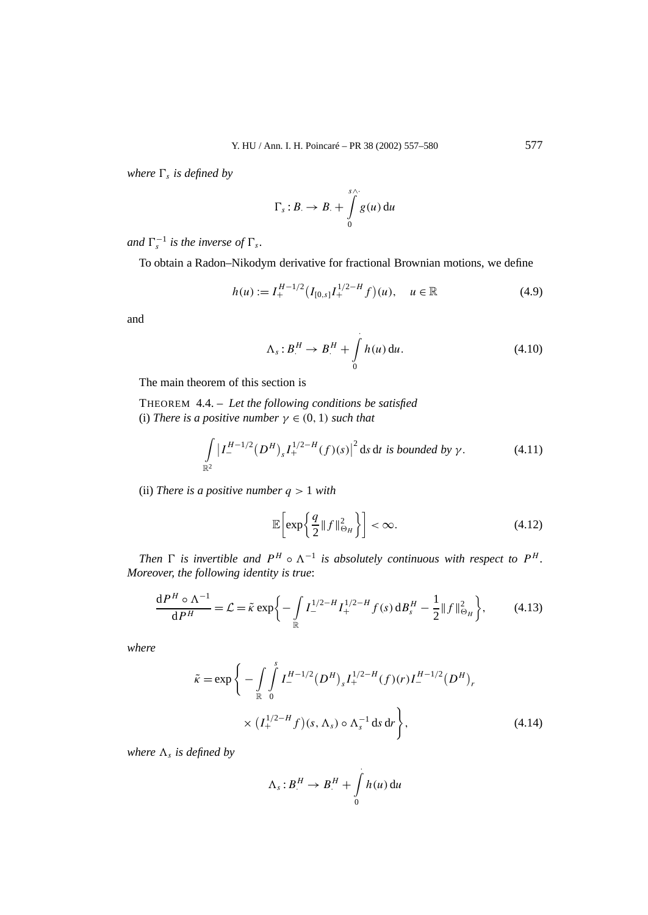*where* $\Gamma_s$ *is defined by*

$$\Gamma_s : B_\cdot \to B_\cdot + \int_0^{s\wedge\cdot} g(u)\,\mathrm{d}u$$

*and* $\Gamma_s^{-1}$ *is the inverse of* $\Gamma_s$.

To obtain a Radon–Nikodym derivative for fractional Brownian motions, we define

$$h(u) := I_+^{H-1/2}\big(I_{[0,s]} I_+^{1/2-H} f\big)(u), \quad u \in \mathbb{R} \tag{4.9}$$

and

$$\Lambda_s : B_\cdot^H \to B_\cdot^H + \int_0^{\cdot} h(u)\,\mathrm{d}u. \tag{4.10}$$

The main theorem of this section is

THEOREM 4.4. – *Let the following conditions be satisfied*
(i) *There is a positive number* $\gamma \in (0,1)$ *such that*

$$\int_{\mathbb{R}^2} \big| I_-^{H-1/2}\big(D^H\big)_s I_+^{1/2-H}(f)(s)\big|^2 \,\mathrm{d}s\,\mathrm{d}t \textit{ is bounded by } \gamma. \tag{4.11}$$

(ii) *There is a positive number* $q > 1$ *with*

$$\mathbb{E}\left[\exp\left\{\frac{q}{2}\|f\|_{\Theta_H}^2\right\}\right] < \infty. \tag{4.12}$$

*Then* $\Gamma$ *is invertible and* $P^H \circ \Lambda^{-1}$ *is absolutely continuous with respect to* $P^H$. *Moreover, the following identity is true*:

$$\frac{\mathrm{d}P^H \circ \Lambda^{-1}}{\mathrm{d}P^H} = \mathcal{L} = \tilde{\kappa}\exp\left\{-\int_{\mathbb{R}} I_-^{1/2-H} I_+^{1/2-H} f(s)\,\mathrm{d}B_s^H - \frac{1}{2}\|f\|_{\Theta_H}^2\right\}, \tag{4.13}$$

*where*

$$\tilde{\kappa} = \exp\left\{ -\int_{\mathbb{R}}\int_0^s I_-^{H-1/2}\big(D^H\big)_s I_+^{1/2-H}(f)(r) I_-^{H-1/2}\big(D^H\big)_r \times \big(I_+^{1/2-H} f\big)(s,\Lambda_s) \circ \Lambda_s^{-1}\,\mathrm{d}s\,\mathrm{d}r \right\}, \tag{4.14}$$

*where* $\Lambda_s$ *is defined by*

$$\Lambda_s : B_\cdot^H \to B_\cdot^H + \int_0^{\cdot} h(u)\,\mathrm{d}u$$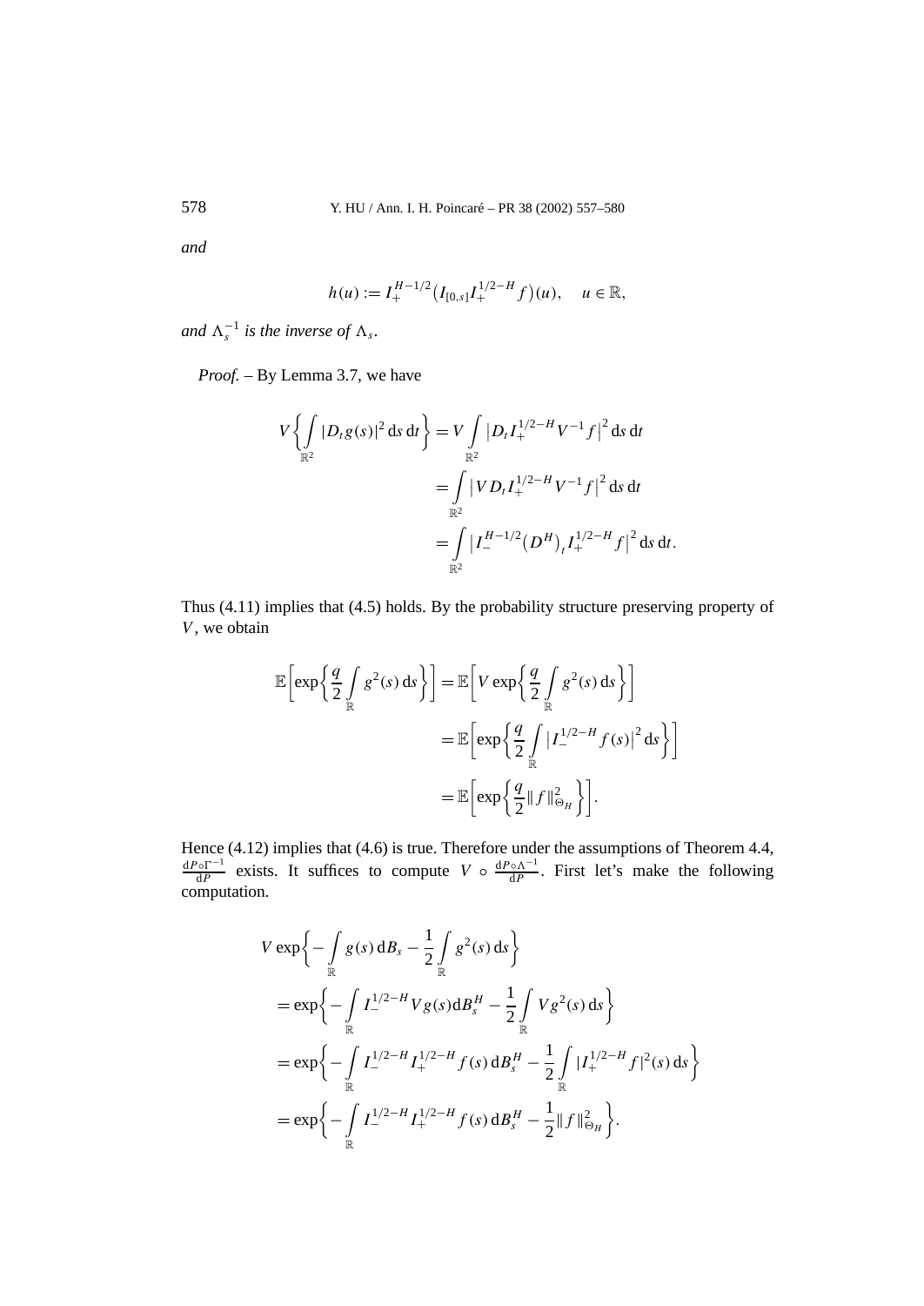*and*

$$h(u) := I_+^{H-1/2}\big(I_{[0,s]} I_+^{1/2-H} f\big)(u), \quad u \in \mathbb{R},$$

*and* $\Lambda_s^{-1}$ *is the inverse of* $\Lambda_s$.

*Proof.* – By Lemma 3.7, we have

$$\begin{aligned}
V\bigg\{\int_{\mathbb{R}^2} |D_t g(s)|^2 \, \mathrm{d}s \, \mathrm{d}t\bigg\} &= V \int_{\mathbb{R}^2} \big|D_t I_+^{1/2-H} V^{-1} f\big|^2 \, \mathrm{d}s \, \mathrm{d}t \\
&= \int_{\mathbb{R}^2} \big|V D_t I_+^{1/2-H} V^{-1} f\big|^2 \, \mathrm{d}s \, \mathrm{d}t \\
&= \int_{\mathbb{R}^2} \big|I_-^{H-1/2} \big(D^H\big)_t I_+^{1/2-H} f\big|^2 \, \mathrm{d}s \, \mathrm{d}t.
\end{aligned}$$

Thus (4.11) implies that (4.5) holds. By the probability structure preserving property of $V$, we obtain

$$\begin{aligned}
\mathbb{E}\bigg[\exp\bigg\{\frac{q}{2}\int_{\mathbb{R}} g^2(s) \, \mathrm{d}s\bigg\}\bigg] &= \mathbb{E}\bigg[V \exp\bigg\{\frac{q}{2}\int_{\mathbb{R}} g^2(s) \, \mathrm{d}s\bigg\}\bigg] \\
&= \mathbb{E}\bigg[\exp\bigg\{\frac{q}{2}\int_{\mathbb{R}} \big|I_-^{1/2-H} f(s)\big|^2 \, \mathrm{d}s\bigg\}\bigg] \\
&= \mathbb{E}\bigg[\exp\bigg\{\frac{q}{2}\|f\|_{\Theta_H}^2\bigg\}\bigg].
\end{aligned}$$

Hence (4.12) implies that (4.6) is true. Therefore under the assumptions of Theorem 4.4, $\frac{\mathrm{d}P\circ\Gamma^{-1}}{\mathrm{d}P}$ exists. It suffices to compute $V \circ \frac{\mathrm{d}P\circ\Lambda^{-1}}{\mathrm{d}P}$. First let's make the following computation.

$$\begin{aligned}
&V \exp\bigg\{-\int_{\mathbb{R}} g(s) \, \mathrm{d}B_s - \frac{1}{2}\int_{\mathbb{R}} g^2(s) \, \mathrm{d}s\bigg\} \\
&\quad = \exp\bigg\{-\int_{\mathbb{R}} I_-^{1/2-H} V g(s) \mathrm{d}B_s^H - \frac{1}{2}\int_{\mathbb{R}} V g^2(s) \, \mathrm{d}s\bigg\} \\
&\quad = \exp\bigg\{-\int_{\mathbb{R}} I_-^{1/2-H} I_+^{1/2-H} f(s) \, \mathrm{d}B_s^H - \frac{1}{2}\int_{\mathbb{R}} |I_+^{1/2-H} f|^2(s) \, \mathrm{d}s\bigg\} \\
&\quad = \exp\bigg\{-\int_{\mathbb{R}} I_-^{1/2-H} I_+^{1/2-H} f(s) \, \mathrm{d}B_s^H - \frac{1}{2}\|f\|_{\Theta_H}^2\bigg\}.
\end{aligned}$$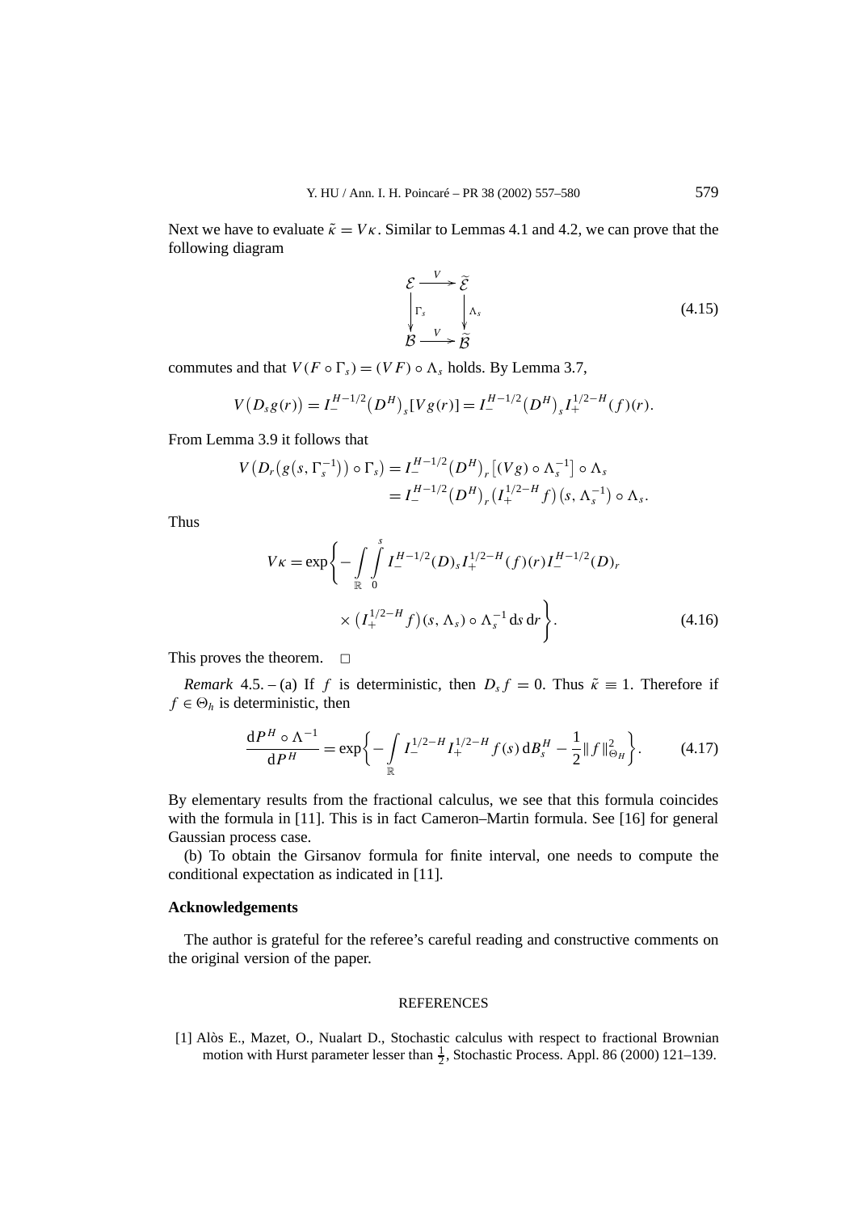Next we have to evaluate $\tilde{\kappa} = V\kappa$. Similar to Lemmas 4.1 and 4.2, we can prove that the following diagram

$$
\begin{array}{ccc}
\mathcal{E} & \xrightarrow{V} & \widetilde{\mathcal{E}} \\
\Big\downarrow{\scriptstyle \Gamma_s} & & \Big\downarrow{\scriptstyle \Lambda_s} \\
\mathcal{B} & \xrightarrow{V} & \widetilde{\mathcal{B}}
\end{array}
\tag{4.15}
$$

commutes and that $V(F \circ \Gamma_s) = (VF) \circ \Lambda_s$ holds. By Lemma 3.7,

$$
V\big(D_s g(r)\big) = I_-^{H-1/2}\big(D^H\big)_s[Vg(r)] = I_-^{H-1/2}\big(D^H\big)_s I_+^{1/2-H}(f)(r).
$$

From Lemma 3.9 it follows that

$$
\begin{aligned}
V\big(D_r\big(g\big(s, \Gamma_s^{-1}\big)\big) \circ \Gamma_s\big) &= I_-^{H-1/2}\big(D^H\big)_r\big[(Vg) \circ \Lambda_s^{-1}\big] \circ \Lambda_s \\
&= I_-^{H-1/2}\big(D^H\big)_r\big(I_+^{1/2-H} f\big)\big(s, \Lambda_s^{-1}\big) \circ \Lambda_s.
\end{aligned}
$$

Thus

$$
\begin{aligned}
V\kappa = \exp\bigg\{ -\int_{\mathbb{R}} \int_0^s & I_-^{H-1/2}(D)_s I_+^{1/2-H}(f)(r) I_-^{H-1/2}(D)_r \\
& \times \big(I_+^{1/2-H} f\big)(s, \Lambda_s) \circ \Lambda_s^{-1} \, \mathrm{d}s \, \mathrm{d}r \bigg\}.
\end{aligned}
\tag{4.16}
$$

This proves the theorem. $\square$

*Remark* 4.5. – (a) If $f$ is deterministic, then $D_s f = 0$. Thus $\tilde{\kappa} \equiv 1$. Therefore if $f \in \Theta_h$ is deterministic, then

$$
\frac{\mathrm{d}P^H \circ \Lambda^{-1}}{\mathrm{d}P^H} = \exp\bigg\{ -\int_{\mathbb{R}} I_-^{1/2-H} I_+^{1/2-H} f(s) \, \mathrm{d}B_s^H - \frac{1}{2} \|f\|_{\Theta_H}^2 \bigg\}.
\tag{4.17}
$$

By elementary results from the fractional calculus, we see that this formula coincides with the formula in [11]. This is in fact Cameron–Martin formula. See [16] for general Gaussian process case.

(b) To obtain the Girsanov formula for finite interval, one needs to compute the conditional expectation as indicated in [11].

## Acknowledgements

The author is grateful for the referee's careful reading and constructive comments on the original version of the paper.

## REFERENCES

[1] Alòs E., Mazet, O., Nualart D., Stochastic calculus with respect to fractional Brownian motion with Hurst parameter lesser than $\frac{1}{2}$, Stochastic Process. Appl. 86 (2000) 121–139.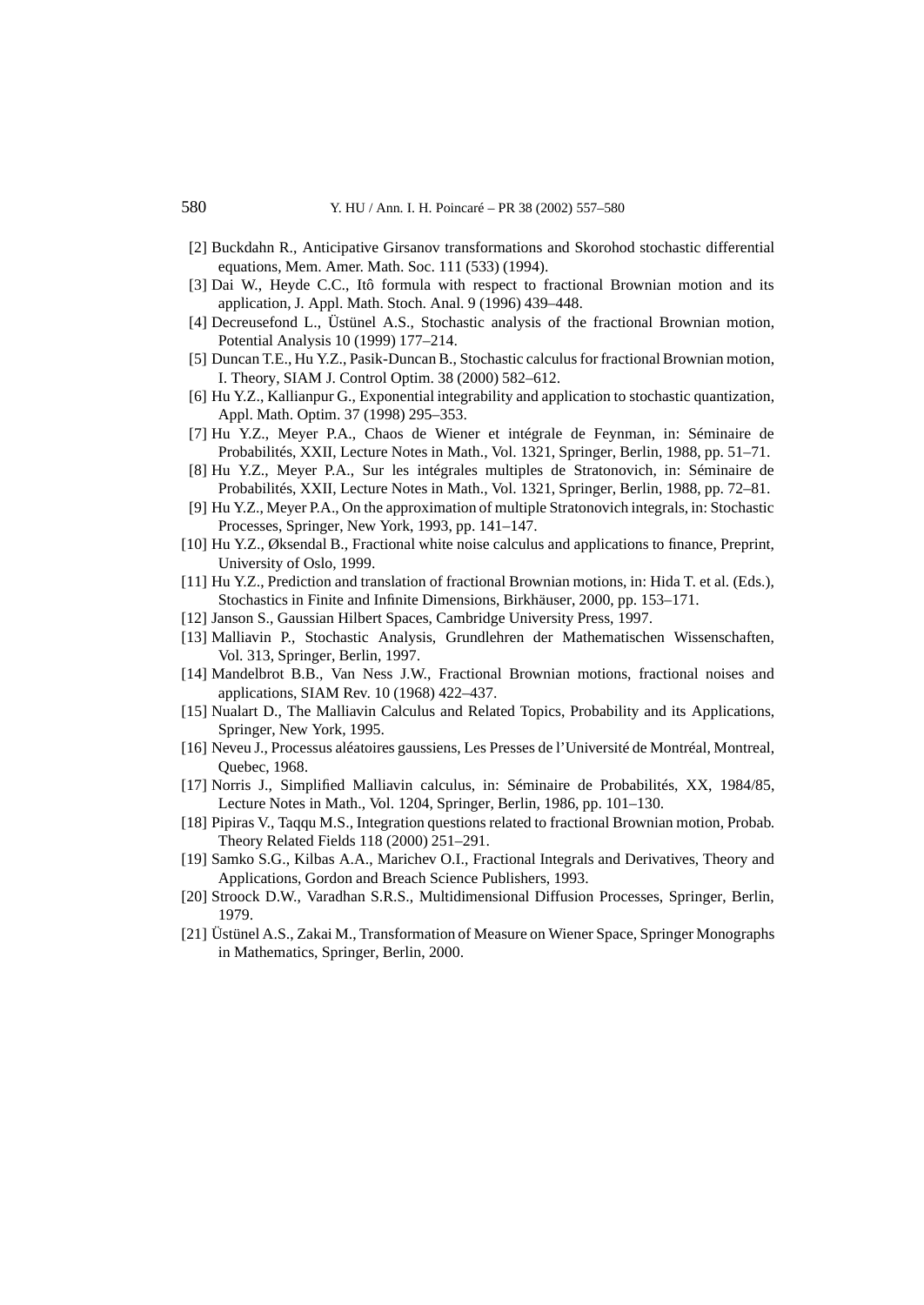[2] Buckdahn R., Anticipative Girsanov transformations and Skorohod stochastic differential equations, Mem. Amer. Math. Soc. 111 (533) (1994).

[3] Dai W., Heyde C.C., Itô formula with respect to fractional Brownian motion and its application, J. Appl. Math. Stoch. Anal. 9 (1996) 439–448.

[4] Decreusefond L., Üstünel A.S., Stochastic analysis of the fractional Brownian motion, Potential Analysis 10 (1999) 177–214.

[5] Duncan T.E., Hu Y.Z., Pasik-Duncan B., Stochastic calculus for fractional Brownian motion, I. Theory, SIAM J. Control Optim. 38 (2000) 582–612.

[6] Hu Y.Z., Kallianpur G., Exponential integrability and application to stochastic quantization, Appl. Math. Optim. 37 (1998) 295–353.

[7] Hu Y.Z., Meyer P.A., Chaos de Wiener et intégrale de Feynman, in: Séminaire de Probabilités, XXII, Lecture Notes in Math., Vol. 1321, Springer, Berlin, 1988, pp. 51–71.

[8] Hu Y.Z., Meyer P.A., Sur les intégrales multiples de Stratonovich, in: Séminaire de Probabilités, XXII, Lecture Notes in Math., Vol. 1321, Springer, Berlin, 1988, pp. 72–81.

[9] Hu Y.Z., Meyer P.A., On the approximation of multiple Stratonovich integrals, in: Stochastic Processes, Springer, New York, 1993, pp. 141–147.

[10] Hu Y.Z., Øksendal B., Fractional white noise calculus and applications to finance, Preprint, University of Oslo, 1999.

[11] Hu Y.Z., Prediction and translation of fractional Brownian motions, in: Hida T. et al. (Eds.), Stochastics in Finite and Infinite Dimensions, Birkhäuser, 2000, pp. 153–171.

[12] Janson S., Gaussian Hilbert Spaces, Cambridge University Press, 1997.

[13] Malliavin P., Stochastic Analysis, Grundlehren der Mathematischen Wissenschaften, Vol. 313, Springer, Berlin, 1997.

[14] Mandelbrot B.B., Van Ness J.W., Fractional Brownian motions, fractional noises and applications, SIAM Rev. 10 (1968) 422–437.

[15] Nualart D., The Malliavin Calculus and Related Topics, Probability and its Applications, Springer, New York, 1995.

[16] Neveu J., Processus aléatoires gaussiens, Les Presses de l'Université de Montréal, Montreal, Quebec, 1968.

[17] Norris J., Simplified Malliavin calculus, in: Séminaire de Probabilités, XX, 1984/85, Lecture Notes in Math., Vol. 1204, Springer, Berlin, 1986, pp. 101–130.

[18] Pipiras V., Taqqu M.S., Integration questions related to fractional Brownian motion, Probab. Theory Related Fields 118 (2000) 251–291.

[19] Samko S.G., Kilbas A.A., Marichev O.I., Fractional Integrals and Derivatives, Theory and Applications, Gordon and Breach Science Publishers, 1993.

[20] Stroock D.W., Varadhan S.R.S., Multidimensional Diffusion Processes, Springer, Berlin, 1979.

[21] Üstünel A.S., Zakai M., Transformation of Measure on Wiener Space, Springer Monographs in Mathematics, Springer, Berlin, 2000.